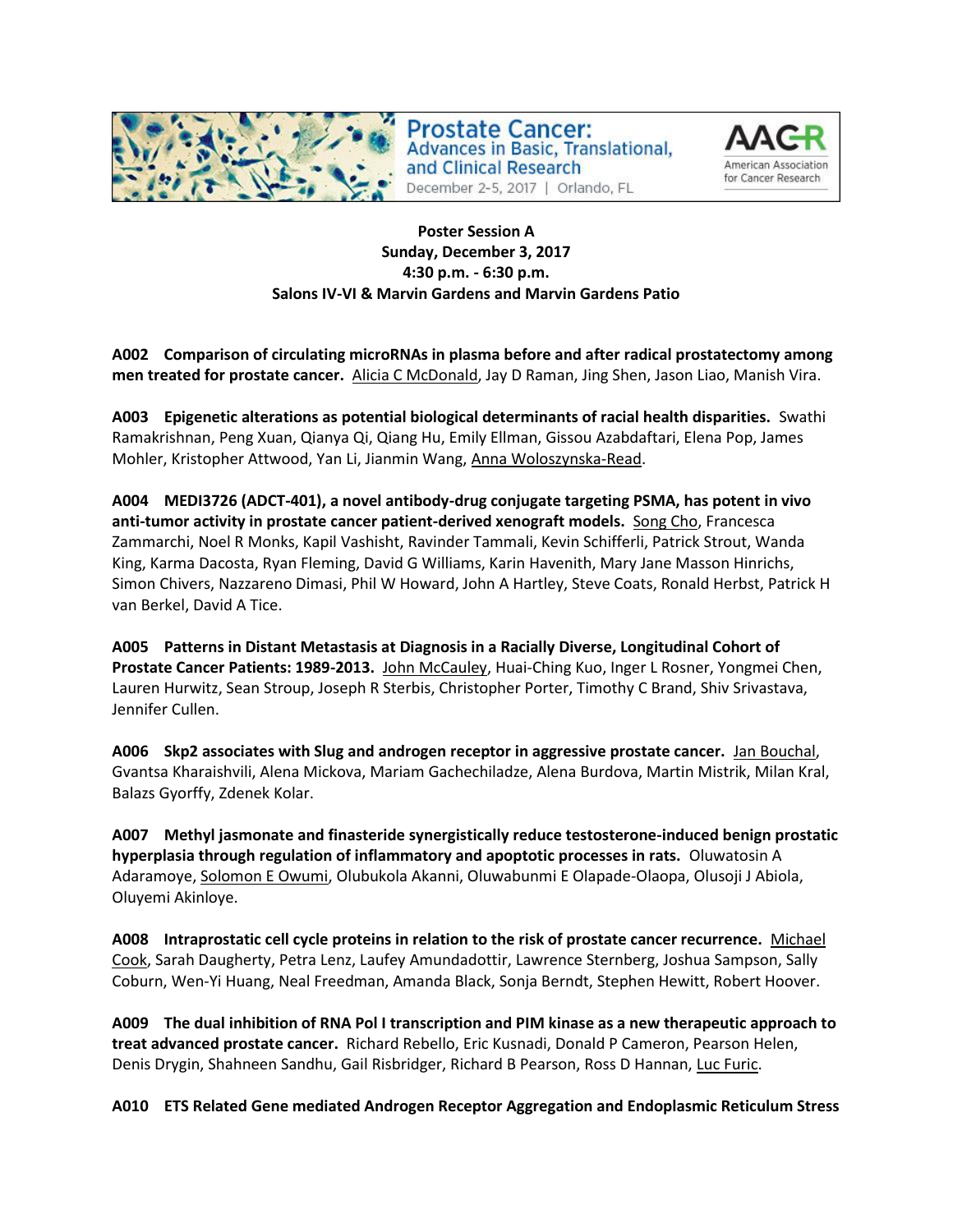**Prostate Cancer: Advances in Basic, Translational, and Clinical Research**
December 2-5, 2017 | Orlando, FL

AACR American Association for Cancer Research

**Poster Session A**
**Sunday, December 3, 2017**
**4:30 p.m. - 6:30 p.m.**
**Salons IV-VI & Marvin Gardens and Marvin Gardens Patio**

**A002 Comparison of circulating microRNAs in plasma before and after radical prostatectomy among men treated for prostate cancer.** Alicia C McDonald, Jay D Raman, Jing Shen, Jason Liao, Manish Vira.

**A003 Epigenetic alterations as potential biological determinants of racial health disparities.** Swathi Ramakrishnan, Peng Xuan, Qianya Qi, Qiang Hu, Emily Ellman, Gissou Azabdaftari, Elena Pop, James Mohler, Kristopher Attwood, Yan Li, Jianmin Wang, Anna Woloszynska-Read.

**A004 MEDI3726 (ADCT-401), a novel antibody-drug conjugate targeting PSMA, has potent in vivo anti-tumor activity in prostate cancer patient-derived xenograft models.** Song Cho, Francesca Zammarchi, Noel R Monks, Kapil Vashisht, Ravinder Tammali, Kevin Schifferli, Patrick Strout, Wanda King, Karma Dacosta, Ryan Fleming, David G Williams, Karin Havenith, Mary Jane Masson Hinrichs, Simon Chivers, Nazzareno Dimasi, Phil W Howard, John A Hartley, Steve Coats, Ronald Herbst, Patrick H van Berkel, David A Tice.

**A005 Patterns in Distant Metastasis at Diagnosis in a Racially Diverse, Longitudinal Cohort of Prostate Cancer Patients: 1989-2013.** John McCauley, Huai-Ching Kuo, Inger L Rosner, Yongmei Chen, Lauren Hurwitz, Sean Stroup, Joseph R Sterbis, Christopher Porter, Timothy C Brand, Shiv Srivastava, Jennifer Cullen.

**A006 Skp2 associates with Slug and androgen receptor in aggressive prostate cancer.** Jan Bouchal, Gvantsa Kharaishvili, Alena Mickova, Mariam Gachechiladze, Alena Burdova, Martin Mistrik, Milan Kral, Balazs Gyorffy, Zdenek Kolar.

**A007 Methyl jasmonate and finasteride synergistically reduce testosterone-induced benign prostatic hyperplasia through regulation of inflammatory and apoptotic processes in rats.** Oluwatosin A Adaramoye, Solomon E Owumi, Olubukola Akanni, Oluwabunmi E Olapade-Olaopa, Olusoji J Abiola, Oluyemi Akinloye.

**A008 Intraprostatic cell cycle proteins in relation to the risk of prostate cancer recurrence.** Michael Cook, Sarah Daugherty, Petra Lenz, Laufey Amundadottir, Lawrence Sternberg, Joshua Sampson, Sally Coburn, Wen-Yi Huang, Neal Freedman, Amanda Black, Sonja Berndt, Stephen Hewitt, Robert Hoover.

**A009 The dual inhibition of RNA Pol I transcription and PIM kinase as a new therapeutic approach to treat advanced prostate cancer.** Richard Rebello, Eric Kusnadi, Donald P Cameron, Pearson Helen, Denis Drygin, Shahneen Sandhu, Gail Risbridger, Richard B Pearson, Ross D Hannan, Luc Furic.

**A010 ETS Related Gene mediated Androgen Receptor Aggregation and Endoplasmic Reticulum Stress**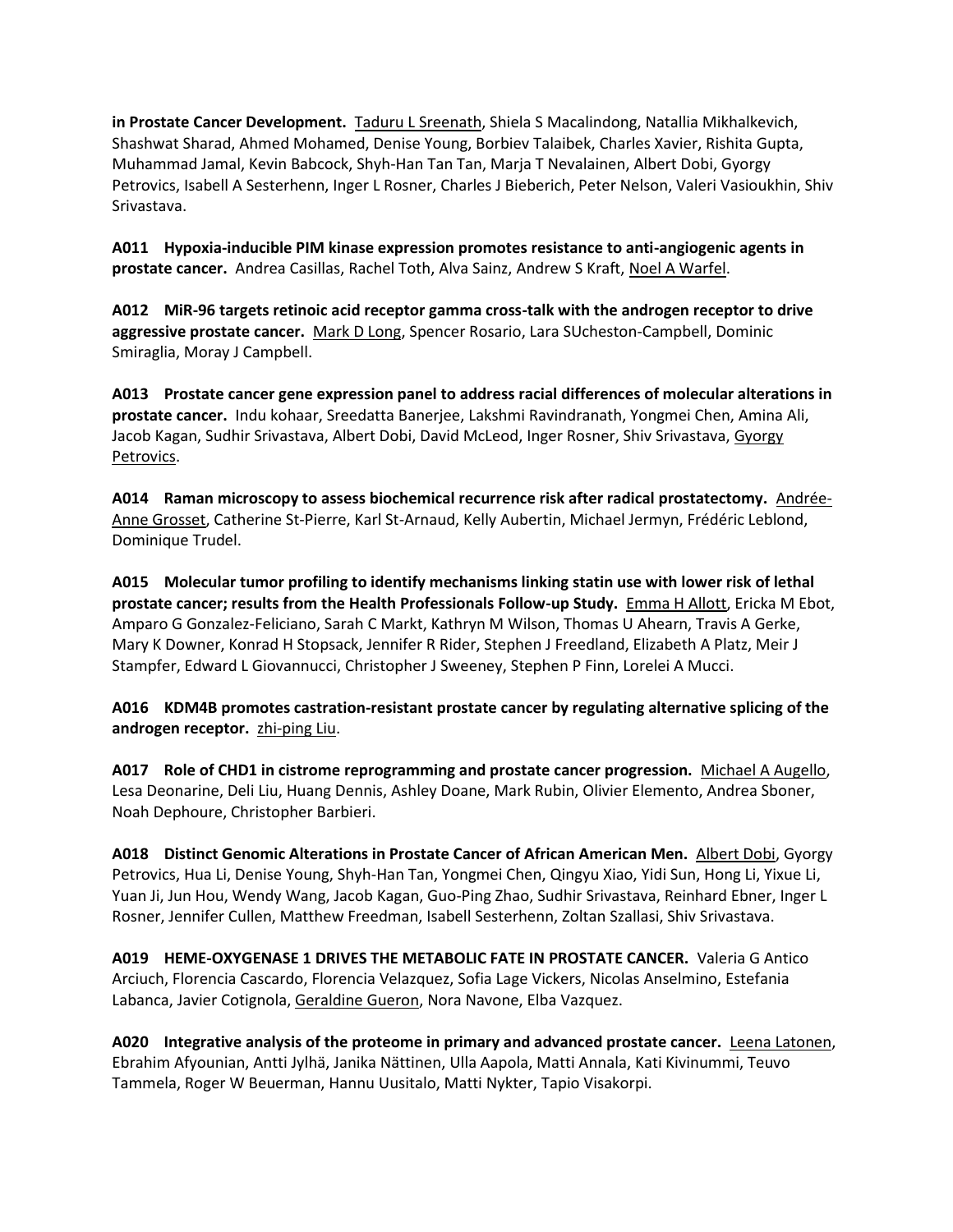**in Prostate Cancer Development.** Taduru L Sreenath, Shiela S Macalindong, Natallia Mikhalkevich, Shashwat Sharad, Ahmed Mohamed, Denise Young, Borbiev Talaibek, Charles Xavier, Rishita Gupta, Muhammad Jamal, Kevin Babcock, Shyh-Han Tan Tan, Marja T Nevalainen, Albert Dobi, Gyorgy Petrovics, Isabell A Sesterhenn, Inger L Rosner, Charles J Bieberich, Peter Nelson, Valeri Vasioukhin, Shiv Srivastava.

**A011 Hypoxia-inducible PIM kinase expression promotes resistance to anti-angiogenic agents in prostate cancer.** Andrea Casillas, Rachel Toth, Alva Sainz, Andrew S Kraft, Noel A Warfel.

**A012 MiR-96 targets retinoic acid receptor gamma cross-talk with the androgen receptor to drive aggressive prostate cancer.** Mark D Long, Spencer Rosario, Lara SUcheston-Campbell, Dominic Smiraglia, Moray J Campbell.

**A013 Prostate cancer gene expression panel to address racial differences of molecular alterations in prostate cancer.** Indu kohaar, Sreedatta Banerjee, Lakshmi Ravindranath, Yongmei Chen, Amina Ali, Jacob Kagan, Sudhir Srivastava, Albert Dobi, David McLeod, Inger Rosner, Shiv Srivastava, Gyorgy Petrovics.

**A014 Raman microscopy to assess biochemical recurrence risk after radical prostatectomy.** Andrée-Anne Grosset, Catherine St-Pierre, Karl St-Arnaud, Kelly Aubertin, Michael Jermyn, Frédéric Leblond, Dominique Trudel.

**A015 Molecular tumor profiling to identify mechanisms linking statin use with lower risk of lethal prostate cancer; results from the Health Professionals Follow-up Study.** Emma H Allott, Ericka M Ebot, Amparo G Gonzalez-Feliciano, Sarah C Markt, Kathryn M Wilson, Thomas U Ahearn, Travis A Gerke, Mary K Downer, Konrad H Stopsack, Jennifer R Rider, Stephen J Freedland, Elizabeth A Platz, Meir J Stampfer, Edward L Giovannucci, Christopher J Sweeney, Stephen P Finn, Lorelei A Mucci.

**A016 KDM4B promotes castration-resistant prostate cancer by regulating alternative splicing of the androgen receptor.** zhi-ping Liu.

**A017 Role of CHD1 in cistrome reprogramming and prostate cancer progression.** Michael A Augello, Lesa Deonarine, Deli Liu, Huang Dennis, Ashley Doane, Mark Rubin, Olivier Elemento, Andrea Sboner, Noah Dephoure, Christopher Barbieri.

**A018 Distinct Genomic Alterations in Prostate Cancer of African American Men.** Albert Dobi, Gyorgy Petrovics, Hua Li, Denise Young, Shyh-Han Tan, Yongmei Chen, Qingyu Xiao, Yidi Sun, Hong Li, Yixue Li, Yuan Ji, Jun Hou, Wendy Wang, Jacob Kagan, Guo-Ping Zhao, Sudhir Srivastava, Reinhard Ebner, Inger L Rosner, Jennifer Cullen, Matthew Freedman, Isabell Sesterhenn, Zoltan Szallasi, Shiv Srivastava.

**A019 HEME-OXYGENASE 1 DRIVES THE METABOLIC FATE IN PROSTATE CANCER.** Valeria G Antico Arciuch, Florencia Cascardo, Florencia Velazquez, Sofia Lage Vickers, Nicolas Anselmino, Estefania Labanca, Javier Cotignola, Geraldine Gueron, Nora Navone, Elba Vazquez.

**A020 Integrative analysis of the proteome in primary and advanced prostate cancer.** Leena Latonen, Ebrahim Afyounian, Antti Jylhä, Janika Nättinen, Ulla Aapola, Matti Annala, Kati Kivinummi, Teuvo Tammela, Roger W Beuerman, Hannu Uusitalo, Matti Nykter, Tapio Visakorpi.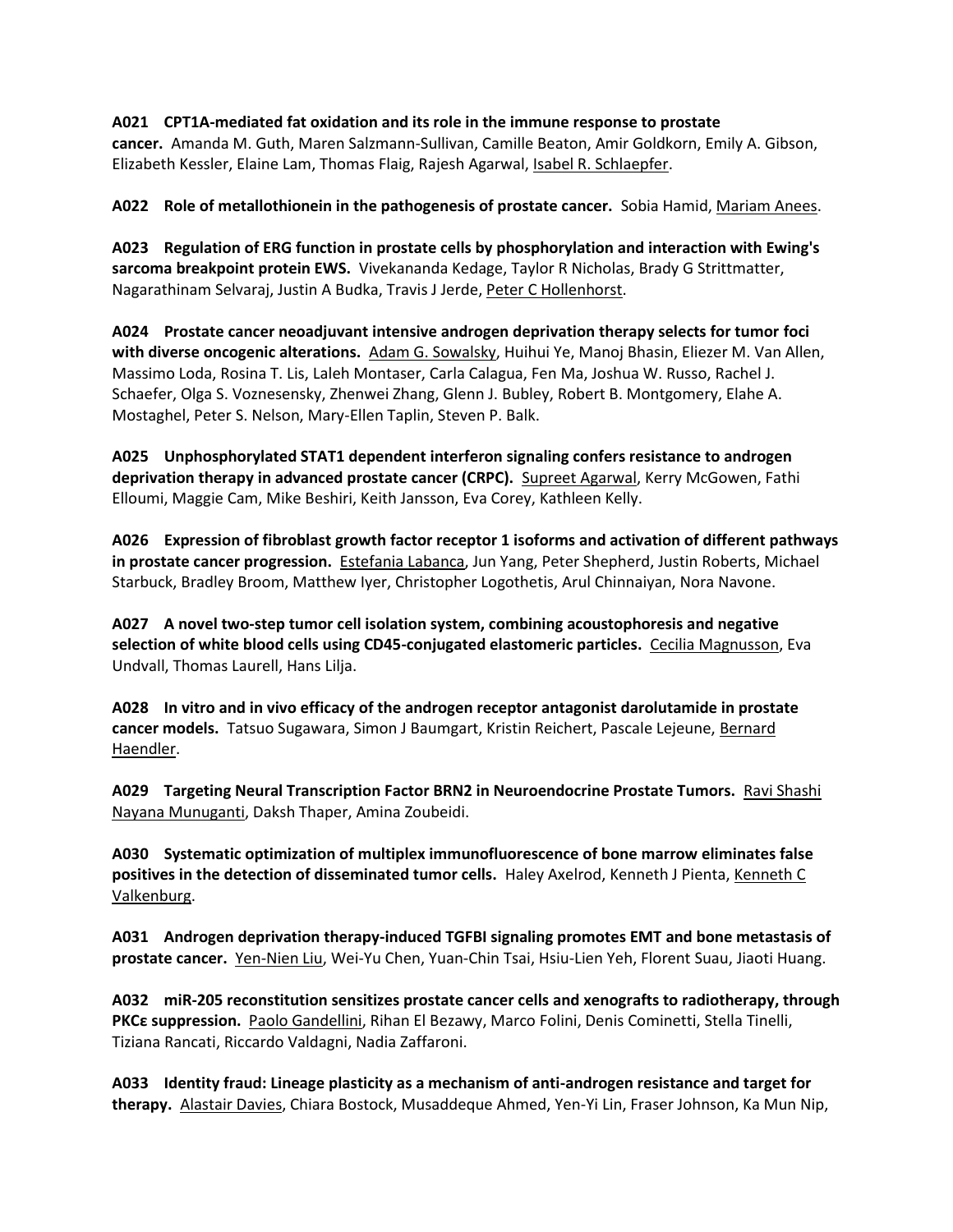**A021 CPT1A-mediated fat oxidation and its role in the immune response to prostate cancer.** Amanda M. Guth, Maren Salzmann-Sullivan, Camille Beaton, Amir Goldkorn, Emily A. Gibson, Elizabeth Kessler, Elaine Lam, Thomas Flaig, Rajesh Agarwal, Isabel R. Schlaepfer.

**A022 Role of metallothionein in the pathogenesis of prostate cancer.** Sobia Hamid, Mariam Anees.

**A023 Regulation of ERG function in prostate cells by phosphorylation and interaction with Ewing's sarcoma breakpoint protein EWS.** Vivekananda Kedage, Taylor R Nicholas, Brady G Strittmatter, Nagarathinam Selvaraj, Justin A Budka, Travis J Jerde, Peter C Hollenhorst.

**A024 Prostate cancer neoadjuvant intensive androgen deprivation therapy selects for tumor foci with diverse oncogenic alterations.** Adam G. Sowalsky, Huihui Ye, Manoj Bhasin, Eliezer M. Van Allen, Massimo Loda, Rosina T. Lis, Laleh Montaser, Carla Calagua, Fen Ma, Joshua W. Russo, Rachel J. Schaefer, Olga S. Voznesensky, Zhenwei Zhang, Glenn J. Bubley, Robert B. Montgomery, Elahe A. Mostaghel, Peter S. Nelson, Mary-Ellen Taplin, Steven P. Balk.

**A025 Unphosphorylated STAT1 dependent interferon signaling confers resistance to androgen deprivation therapy in advanced prostate cancer (CRPC).** Supreet Agarwal, Kerry McGowen, Fathi Elloumi, Maggie Cam, Mike Beshiri, Keith Jansson, Eva Corey, Kathleen Kelly.

**A026 Expression of fibroblast growth factor receptor 1 isoforms and activation of different pathways in prostate cancer progression.** Estefania Labanca, Jun Yang, Peter Shepherd, Justin Roberts, Michael Starbuck, Bradley Broom, Matthew Iyer, Christopher Logothetis, Arul Chinnaiyan, Nora Navone.

**A027 A novel two-step tumor cell isolation system, combining acoustophoresis and negative selection of white blood cells using CD45-conjugated elastomeric particles.** Cecilia Magnusson, Eva Undvall, Thomas Laurell, Hans Lilja.

**A028 In vitro and in vivo efficacy of the androgen receptor antagonist darolutamide in prostate cancer models.** Tatsuo Sugawara, Simon J Baumgart, Kristin Reichert, Pascale Lejeune, Bernard Haendler.

**A029 Targeting Neural Transcription Factor BRN2 in Neuroendocrine Prostate Tumors.** Ravi Shashi Nayana Munuganti, Daksh Thaper, Amina Zoubeidi.

**A030 Systematic optimization of multiplex immunofluorescence of bone marrow eliminates false positives in the detection of disseminated tumor cells.** Haley Axelrod, Kenneth J Pienta, Kenneth C Valkenburg.

**A031 Androgen deprivation therapy-induced TGFBI signaling promotes EMT and bone metastasis of prostate cancer.** Yen-Nien Liu, Wei-Yu Chen, Yuan-Chin Tsai, Hsiu-Lien Yeh, Florent Suau, Jiaoti Huang.

**A032 miR-205 reconstitution sensitizes prostate cancer cells and xenografts to radiotherapy, through PKCε suppression.** Paolo Gandellini, Rihan El Bezawy, Marco Folini, Denis Cominetti, Stella Tinelli, Tiziana Rancati, Riccardo Valdagni, Nadia Zaffaroni.

**A033 Identity fraud: Lineage plasticity as a mechanism of anti-androgen resistance and target for therapy.** Alastair Davies, Chiara Bostock, Musaddeque Ahmed, Yen-Yi Lin, Fraser Johnson, Ka Mun Nip,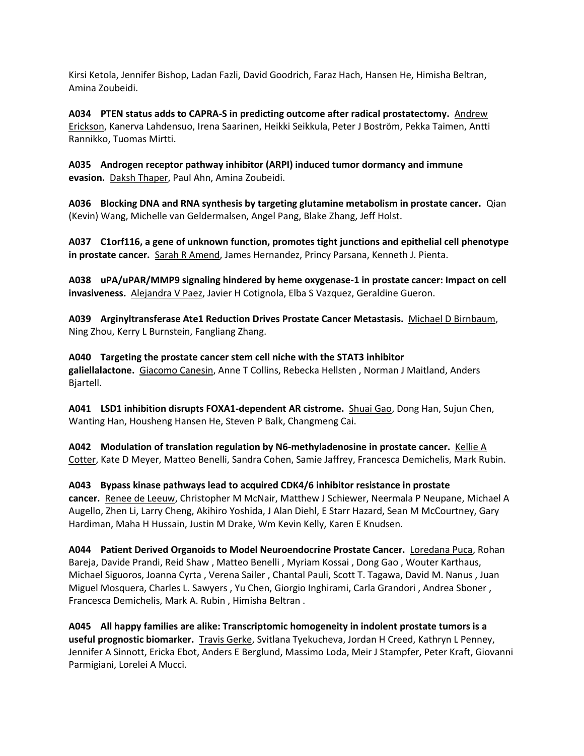Kirsi Ketola, Jennifer Bishop, Ladan Fazli, David Goodrich, Faraz Hach, Hansen He, Himisha Beltran, Amina Zoubeidi.

**A034 PTEN status adds to CAPRA-S in predicting outcome after radical prostatectomy.** Andrew Erickson, Kanerva Lahdensuo, Irena Saarinen, Heikki Seikkula, Peter J Boström, Pekka Taimen, Antti Rannikko, Tuomas Mirtti.

**A035 Androgen receptor pathway inhibitor (ARPI) induced tumor dormancy and immune evasion.** Daksh Thaper, Paul Ahn, Amina Zoubeidi.

**A036 Blocking DNA and RNA synthesis by targeting glutamine metabolism in prostate cancer.** Qian (Kevin) Wang, Michelle van Geldermalsen, Angel Pang, Blake Zhang, Jeff Holst.

**A037 C1orf116, a gene of unknown function, promotes tight junctions and epithelial cell phenotype in prostate cancer.** Sarah R Amend, James Hernandez, Princy Parsana, Kenneth J. Pienta.

**A038 uPA/uPAR/MMP9 signaling hindered by heme oxygenase-1 in prostate cancer: Impact on cell invasiveness.** Alejandra V Paez, Javier H Cotignola, Elba S Vazquez, Geraldine Gueron.

**A039 Arginyltransferase Ate1 Reduction Drives Prostate Cancer Metastasis.** Michael D Birnbaum, Ning Zhou, Kerry L Burnstein, Fangliang Zhang.

**A040 Targeting the prostate cancer stem cell niche with the STAT3 inhibitor galiellalactone.** Giacomo Canesin, Anne T Collins, Rebecka Hellsten , Norman J Maitland, Anders Bjartell.

**A041 LSD1 inhibition disrupts FOXA1-dependent AR cistrome.** Shuai Gao, Dong Han, Sujun Chen, Wanting Han, Housheng Hansen He, Steven P Balk, Changmeng Cai.

**A042 Modulation of translation regulation by N6-methyladenosine in prostate cancer.** Kellie A Cotter, Kate D Meyer, Matteo Benelli, Sandra Cohen, Samie Jaffrey, Francesca Demichelis, Mark Rubin.

**A043 Bypass kinase pathways lead to acquired CDK4/6 inhibitor resistance in prostate cancer.** Renee de Leeuw, Christopher M McNair, Matthew J Schiewer, Neermala P Neupane, Michael A Augello, Zhen Li, Larry Cheng, Akihiro Yoshida, J Alan Diehl, E Starr Hazard, Sean M McCourtney, Gary Hardiman, Maha H Hussain, Justin M Drake, Wm Kevin Kelly, Karen E Knudsen.

**A044 Patient Derived Organoids to Model Neuroendocrine Prostate Cancer.** Loredana Puca, Rohan Bareja, Davide Prandi, Reid Shaw , Matteo Benelli , Myriam Kossai , Dong Gao , Wouter Karthaus, Michael Siguoros, Joanna Cyrta , Verena Sailer , Chantal Pauli, Scott T. Tagawa, David M. Nanus , Juan Miguel Mosquera, Charles L. Sawyers , Yu Chen, Giorgio Inghirami, Carla Grandori , Andrea Sboner , Francesca Demichelis, Mark A. Rubin , Himisha Beltran .

**A045 All happy families are alike: Transcriptomic homogeneity in indolent prostate tumors is a useful prognostic biomarker.** Travis Gerke, Svitlana Tyekucheva, Jordan H Creed, Kathryn L Penney, Jennifer A Sinnott, Ericka Ebot, Anders E Berglund, Massimo Loda, Meir J Stampfer, Peter Kraft, Giovanni Parmigiani, Lorelei A Mucci.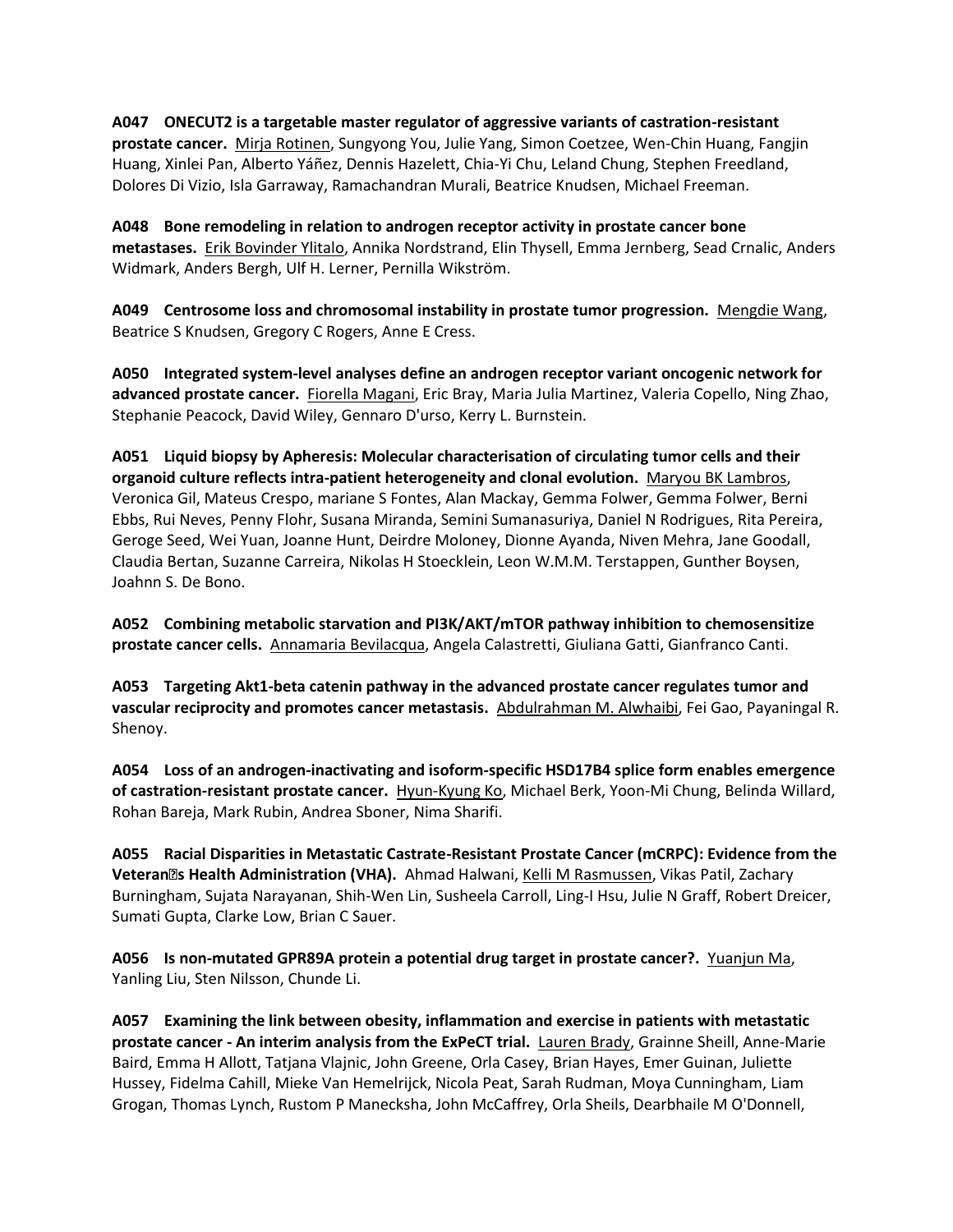**A047 ONECUT2 is a targetable master regulator of aggressive variants of castration-resistant prostate cancer.** Mirja Rotinen, Sungyong You, Julie Yang, Simon Coetzee, Wen-Chin Huang, Fangjin Huang, Xinlei Pan, Alberto Yáñez, Dennis Hazelett, Chia-Yi Chu, Leland Chung, Stephen Freedland, Dolores Di Vizio, Isla Garraway, Ramachandran Murali, Beatrice Knudsen, Michael Freeman.

**A048 Bone remodeling in relation to androgen receptor activity in prostate cancer bone metastases.** Erik Bovinder Ylitalo, Annika Nordstrand, Elin Thysell, Emma Jernberg, Sead Crnalic, Anders Widmark, Anders Bergh, Ulf H. Lerner, Pernilla Wikström.

**A049 Centrosome loss and chromosomal instability in prostate tumor progression.** Mengdie Wang, Beatrice S Knudsen, Gregory C Rogers, Anne E Cress.

**A050 Integrated system-level analyses define an androgen receptor variant oncogenic network for advanced prostate cancer.** Fiorella Magani, Eric Bray, Maria Julia Martinez, Valeria Copello, Ning Zhao, Stephanie Peacock, David Wiley, Gennaro D'urso, Kerry L. Burnstein.

**A051 Liquid biopsy by Apheresis: Molecular characterisation of circulating tumor cells and their organoid culture reflects intra-patient heterogeneity and clonal evolution.** Maryou BK Lambros, Veronica Gil, Mateus Crespo, mariane S Fontes, Alan Mackay, Gemma Folwer, Gemma Folwer, Berni Ebbs, Rui Neves, Penny Flohr, Susana Miranda, Semini Sumanasuriya, Daniel N Rodrigues, Rita Pereira, Geroge Seed, Wei Yuan, Joanne Hunt, Deirdre Moloney, Dionne Ayanda, Niven Mehra, Jane Goodall, Claudia Bertan, Suzanne Carreira, Nikolas H Stoecklein, Leon W.M.M. Terstappen, Gunther Boysen, Joahnn S. De Bono.

**A052 Combining metabolic starvation and PI3K/AKT/mTOR pathway inhibition to chemosensitize prostate cancer cells.** Annamaria Bevilacqua, Angela Calastretti, Giuliana Gatti, Gianfranco Canti.

**A053 Targeting Akt1-beta catenin pathway in the advanced prostate cancer regulates tumor and vascular reciprocity and promotes cancer metastasis.** Abdulrahman M. Alwhaibi, Fei Gao, Payaningal R. Shenoy.

**A054 Loss of an androgen-inactivating and isoform-specific HSD17B4 splice form enables emergence of castration-resistant prostate cancer.** Hyun-Kyung Ko, Michael Berk, Yoon-Mi Chung, Belinda Willard, Rohan Bareja, Mark Rubin, Andrea Sboner, Nima Sharifi.

**A055 Racial Disparities in Metastatic Castrate-Resistant Prostate Cancer (mCRPC): Evidence from the Veteran�s Health Administration (VHA).** Ahmad Halwani, Kelli M Rasmussen, Vikas Patil, Zachary Burningham, Sujata Narayanan, Shih-Wen Lin, Susheela Carroll, Ling-I Hsu, Julie N Graff, Robert Dreicer, Sumati Gupta, Clarke Low, Brian C Sauer.

**A056 Is non-mutated GPR89A protein a potential drug target in prostate cancer?.** Yuanjun Ma, Yanling Liu, Sten Nilsson, Chunde Li.

**A057 Examining the link between obesity, inflammation and exercise in patients with metastatic prostate cancer - An interim analysis from the ExPeCT trial.** Lauren Brady, Grainne Sheill, Anne-Marie Baird, Emma H Allott, Tatjana Vlajnic, John Greene, Orla Casey, Brian Hayes, Emer Guinan, Juliette Hussey, Fidelma Cahill, Mieke Van Hemelrijck, Nicola Peat, Sarah Rudman, Moya Cunningham, Liam Grogan, Thomas Lynch, Rustom P Manecksha, John McCaffrey, Orla Sheils, Dearbhaile M O'Donnell,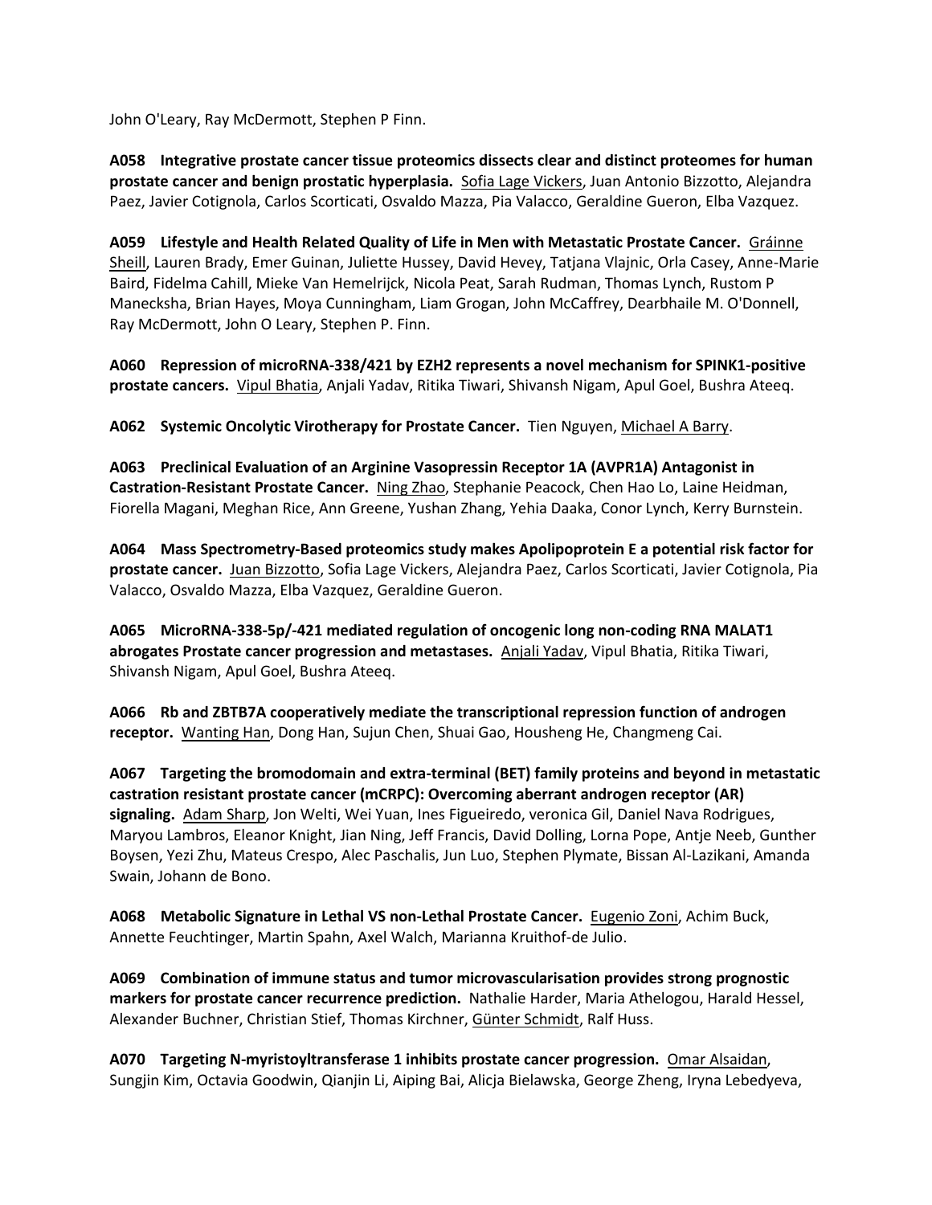John O'Leary, Ray McDermott, Stephen P Finn.

**A058 Integrative prostate cancer tissue proteomics dissects clear and distinct proteomes for human prostate cancer and benign prostatic hyperplasia.** Sofia Lage Vickers, Juan Antonio Bizzotto, Alejandra Paez, Javier Cotignola, Carlos Scorticati, Osvaldo Mazza, Pia Valacco, Geraldine Gueron, Elba Vazquez.

**A059 Lifestyle and Health Related Quality of Life in Men with Metastatic Prostate Cancer.** Gráinne Sheill, Lauren Brady, Emer Guinan, Juliette Hussey, David Hevey, Tatjana Vlajnic, Orla Casey, Anne-Marie Baird, Fidelma Cahill, Mieke Van Hemelrijck, Nicola Peat, Sarah Rudman, Thomas Lynch, Rustom P Manecksha, Brian Hayes, Moya Cunningham, Liam Grogan, John McCaffrey, Dearbhaile M. O'Donnell, Ray McDermott, John O Leary, Stephen P. Finn.

**A060 Repression of microRNA-338/421 by EZH2 represents a novel mechanism for SPINK1-positive prostate cancers.** Vipul Bhatia, Anjali Yadav, Ritika Tiwari, Shivansh Nigam, Apul Goel, Bushra Ateeq.

**A062 Systemic Oncolytic Virotherapy for Prostate Cancer.** Tien Nguyen, Michael A Barry.

**A063 Preclinical Evaluation of an Arginine Vasopressin Receptor 1A (AVPR1A) Antagonist in Castration-Resistant Prostate Cancer.** Ning Zhao, Stephanie Peacock, Chen Hao Lo, Laine Heidman, Fiorella Magani, Meghan Rice, Ann Greene, Yushan Zhang, Yehia Daaka, Conor Lynch, Kerry Burnstein.

**A064 Mass Spectrometry-Based proteomics study makes Apolipoprotein E a potential risk factor for prostate cancer.** Juan Bizzotto, Sofia Lage Vickers, Alejandra Paez, Carlos Scorticati, Javier Cotignola, Pia Valacco, Osvaldo Mazza, Elba Vazquez, Geraldine Gueron.

**A065 MicroRNA-338-5p/-421 mediated regulation of oncogenic long non-coding RNA MALAT1 abrogates Prostate cancer progression and metastases.** Anjali Yadav, Vipul Bhatia, Ritika Tiwari, Shivansh Nigam, Apul Goel, Bushra Ateeq.

**A066 Rb and ZBTB7A cooperatively mediate the transcriptional repression function of androgen receptor.** Wanting Han, Dong Han, Sujun Chen, Shuai Gao, Housheng He, Changmeng Cai.

**A067 Targeting the bromodomain and extra-terminal (BET) family proteins and beyond in metastatic castration resistant prostate cancer (mCRPC): Overcoming aberrant androgen receptor (AR) signaling.** Adam Sharp, Jon Welti, Wei Yuan, Ines Figueiredo, veronica Gil, Daniel Nava Rodrigues, Maryou Lambros, Eleanor Knight, Jian Ning, Jeff Francis, David Dolling, Lorna Pope, Antje Neeb, Gunther Boysen, Yezi Zhu, Mateus Crespo, Alec Paschalis, Jun Luo, Stephen Plymate, Bissan Al-Lazikani, Amanda Swain, Johann de Bono.

**A068 Metabolic Signature in Lethal VS non-Lethal Prostate Cancer.** Eugenio Zoni, Achim Buck, Annette Feuchtinger, Martin Spahn, Axel Walch, Marianna Kruithof-de Julio.

**A069 Combination of immune status and tumor microvascularisation provides strong prognostic markers for prostate cancer recurrence prediction.** Nathalie Harder, Maria Athelogou, Harald Hessel, Alexander Buchner, Christian Stief, Thomas Kirchner, Günter Schmidt, Ralf Huss.

**A070 Targeting N-myristoyltransferase 1 inhibits prostate cancer progression.** Omar Alsaidan, Sungjin Kim, Octavia Goodwin, Qianjin Li, Aiping Bai, Alicja Bielawska, George Zheng, Iryna Lebedyeva,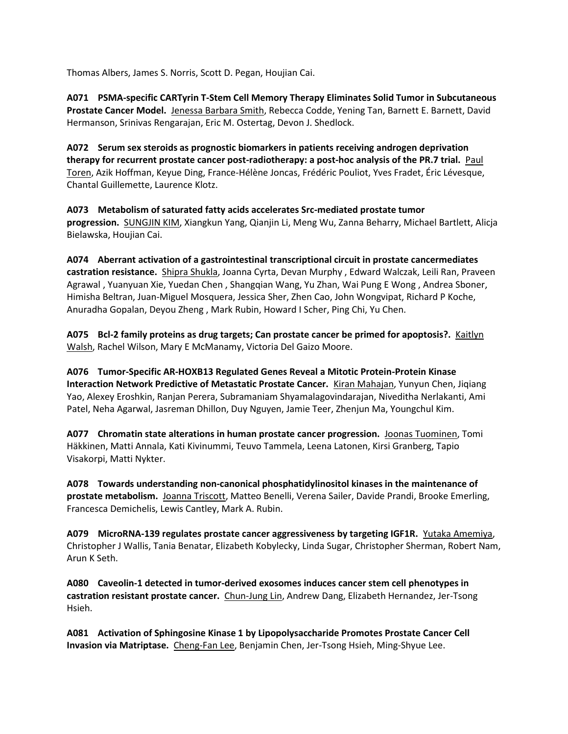Thomas Albers, James S. Norris, Scott D. Pegan, Houjian Cai.

**A071 PSMA-specific CARTyrin T-Stem Cell Memory Therapy Eliminates Solid Tumor in Subcutaneous Prostate Cancer Model.** Jenessa Barbara Smith, Rebecca Codde, Yening Tan, Barnett E. Barnett, David Hermanson, Srinivas Rengarajan, Eric M. Ostertag, Devon J. Shedlock.

**A072 Serum sex steroids as prognostic biomarkers in patients receiving androgen deprivation therapy for recurrent prostate cancer post-radiotherapy: a post-hoc analysis of the PR.7 trial.** Paul Toren, Azik Hoffman, Keyue Ding, France-Hélène Joncas, Frédéric Pouliot, Yves Fradet, Éric Lévesque, Chantal Guillemette, Laurence Klotz.

**A073 Metabolism of saturated fatty acids accelerates Src-mediated prostate tumor progression.** SUNGJIN KIM, Xiangkun Yang, Qianjin Li, Meng Wu, Zanna Beharry, Michael Bartlett, Alicja Bielawska, Houjian Cai.

**A074 Aberrant activation of a gastrointestinal transcriptional circuit in prostate cancermediates castration resistance.** Shipra Shukla, Joanna Cyrta, Devan Murphy , Edward Walczak, Leili Ran, Praveen Agrawal , Yuanyuan Xie, Yuedan Chen , Shangqian Wang, Yu Zhan, Wai Pung E Wong , Andrea Sboner, Himisha Beltran, Juan-Miguel Mosquera, Jessica Sher, Zhen Cao, John Wongvipat, Richard P Koche, Anuradha Gopalan, Deyou Zheng , Mark Rubin, Howard I Scher, Ping Chi, Yu Chen.

**A075 Bcl-2 family proteins as drug targets; Can prostate cancer be primed for apoptosis?.** Kaitlyn Walsh, Rachel Wilson, Mary E McManamy, Victoria Del Gaizo Moore.

**A076 Tumor-Specific AR-HOXB13 Regulated Genes Reveal a Mitotic Protein-Protein Kinase Interaction Network Predictive of Metastatic Prostate Cancer.** Kiran Mahajan, Yunyun Chen, Jiqiang Yao, Alexey Eroshkin, Ranjan Perera, Subramaniam Shyamalagovindarajan, Niveditha Nerlakanti, Ami Patel, Neha Agarwal, Jasreman Dhillon, Duy Nguyen, Jamie Teer, Zhenjun Ma, Youngchul Kim.

**A077 Chromatin state alterations in human prostate cancer progression.** Joonas Tuominen, Tomi Häkkinen, Matti Annala, Kati Kivinummi, Teuvo Tammela, Leena Latonen, Kirsi Granberg, Tapio Visakorpi, Matti Nykter.

**A078 Towards understanding non-canonical phosphatidylinositol kinases in the maintenance of prostate metabolism.** Joanna Triscott, Matteo Benelli, Verena Sailer, Davide Prandi, Brooke Emerling, Francesca Demichelis, Lewis Cantley, Mark A. Rubin.

**A079 MicroRNA-139 regulates prostate cancer aggressiveness by targeting IGF1R.** Yutaka Amemiya, Christopher J Wallis, Tania Benatar, Elizabeth Kobylecky, Linda Sugar, Christopher Sherman, Robert Nam, Arun K Seth.

**A080 Caveolin-1 detected in tumor-derived exosomes induces cancer stem cell phenotypes in castration resistant prostate cancer.** Chun-Jung Lin, Andrew Dang, Elizabeth Hernandez, Jer-Tsong Hsieh.

**A081 Activation of Sphingosine Kinase 1 by Lipopolysaccharide Promotes Prostate Cancer Cell Invasion via Matriptase.** Cheng-Fan Lee, Benjamin Chen, Jer-Tsong Hsieh, Ming-Shyue Lee.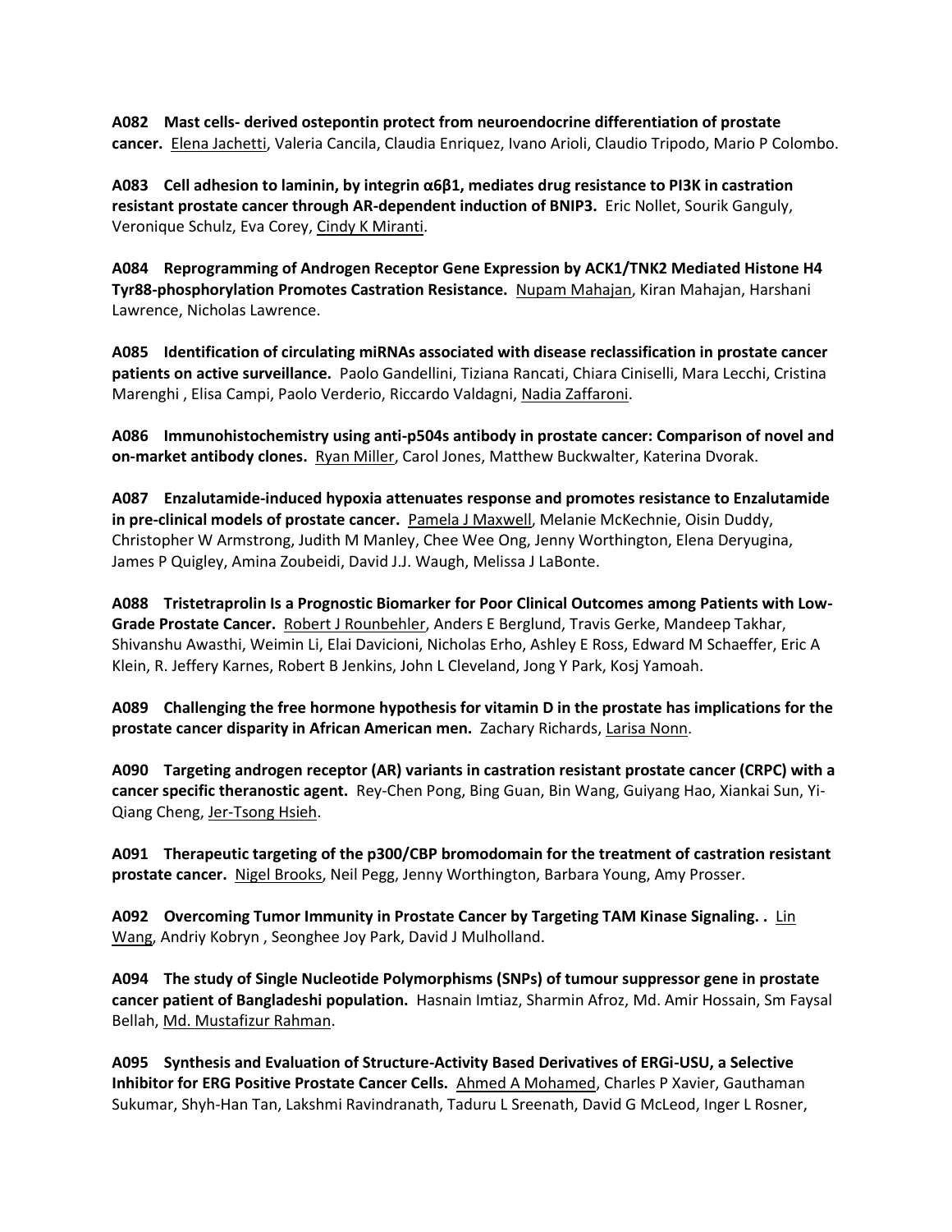**A082 Mast cells- derived ostepontin protect from neuroendocrine differentiation of prostate cancer.** Elena Jachetti, Valeria Cancila, Claudia Enriquez, Ivano Arioli, Claudio Tripodo, Mario P Colombo.

**A083 Cell adhesion to laminin, by integrin α6β1, mediates drug resistance to PI3K in castration resistant prostate cancer through AR-dependent induction of BNIP3.** Eric Nollet, Sourik Ganguly, Veronique Schulz, Eva Corey, Cindy K Miranti.

**A084 Reprogramming of Androgen Receptor Gene Expression by ACK1/TNK2 Mediated Histone H4 Tyr88-phosphorylation Promotes Castration Resistance.** Nupam Mahajan, Kiran Mahajan, Harshani Lawrence, Nicholas Lawrence.

**A085 Identification of circulating miRNAs associated with disease reclassification in prostate cancer patients on active surveillance.** Paolo Gandellini, Tiziana Rancati, Chiara Ciniselli, Mara Lecchi, Cristina Marenghi , Elisa Campi, Paolo Verderio, Riccardo Valdagni, Nadia Zaffaroni.

**A086 Immunohistochemistry using anti-p504s antibody in prostate cancer: Comparison of novel and on-market antibody clones.** Ryan Miller, Carol Jones, Matthew Buckwalter, Katerina Dvorak.

**A087 Enzalutamide-induced hypoxia attenuates response and promotes resistance to Enzalutamide in pre-clinical models of prostate cancer.** Pamela J Maxwell, Melanie McKechnie, Oisin Duddy, Christopher W Armstrong, Judith M Manley, Chee Wee Ong, Jenny Worthington, Elena Deryugina, James P Quigley, Amina Zoubeidi, David J.J. Waugh, Melissa J LaBonte.

**A088 Tristetraprolin Is a Prognostic Biomarker for Poor Clinical Outcomes among Patients with Low-Grade Prostate Cancer.** Robert J Rounbehler, Anders E Berglund, Travis Gerke, Mandeep Takhar, Shivanshu Awasthi, Weimin Li, Elai Davicioni, Nicholas Erho, Ashley E Ross, Edward M Schaeffer, Eric A Klein, R. Jeffery Karnes, Robert B Jenkins, John L Cleveland, Jong Y Park, Kosj Yamoah.

**A089 Challenging the free hormone hypothesis for vitamin D in the prostate has implications for the prostate cancer disparity in African American men.** Zachary Richards, Larisa Nonn.

**A090 Targeting androgen receptor (AR) variants in castration resistant prostate cancer (CRPC) with a cancer specific theranostic agent.** Rey-Chen Pong, Bing Guan, Bin Wang, Guiyang Hao, Xiankai Sun, Yi-Qiang Cheng, Jer-Tsong Hsieh.

**A091 Therapeutic targeting of the p300/CBP bromodomain for the treatment of castration resistant prostate cancer.** Nigel Brooks, Neil Pegg, Jenny Worthington, Barbara Young, Amy Prosser.

**A092 Overcoming Tumor Immunity in Prostate Cancer by Targeting TAM Kinase Signaling. .** Lin Wang, Andriy Kobryn , Seonghee Joy Park, David J Mulholland.

**A094 The study of Single Nucleotide Polymorphisms (SNPs) of tumour suppressor gene in prostate cancer patient of Bangladeshi population.** Hasnain Imtiaz, Sharmin Afroz, Md. Amir Hossain, Sm Faysal Bellah, Md. Mustafizur Rahman.

**A095 Synthesis and Evaluation of Structure-Activity Based Derivatives of ERGi-USU, a Selective Inhibitor for ERG Positive Prostate Cancer Cells.** Ahmed A Mohamed, Charles P Xavier, Gauthaman Sukumar, Shyh-Han Tan, Lakshmi Ravindranath, Taduru L Sreenath, David G McLeod, Inger L Rosner,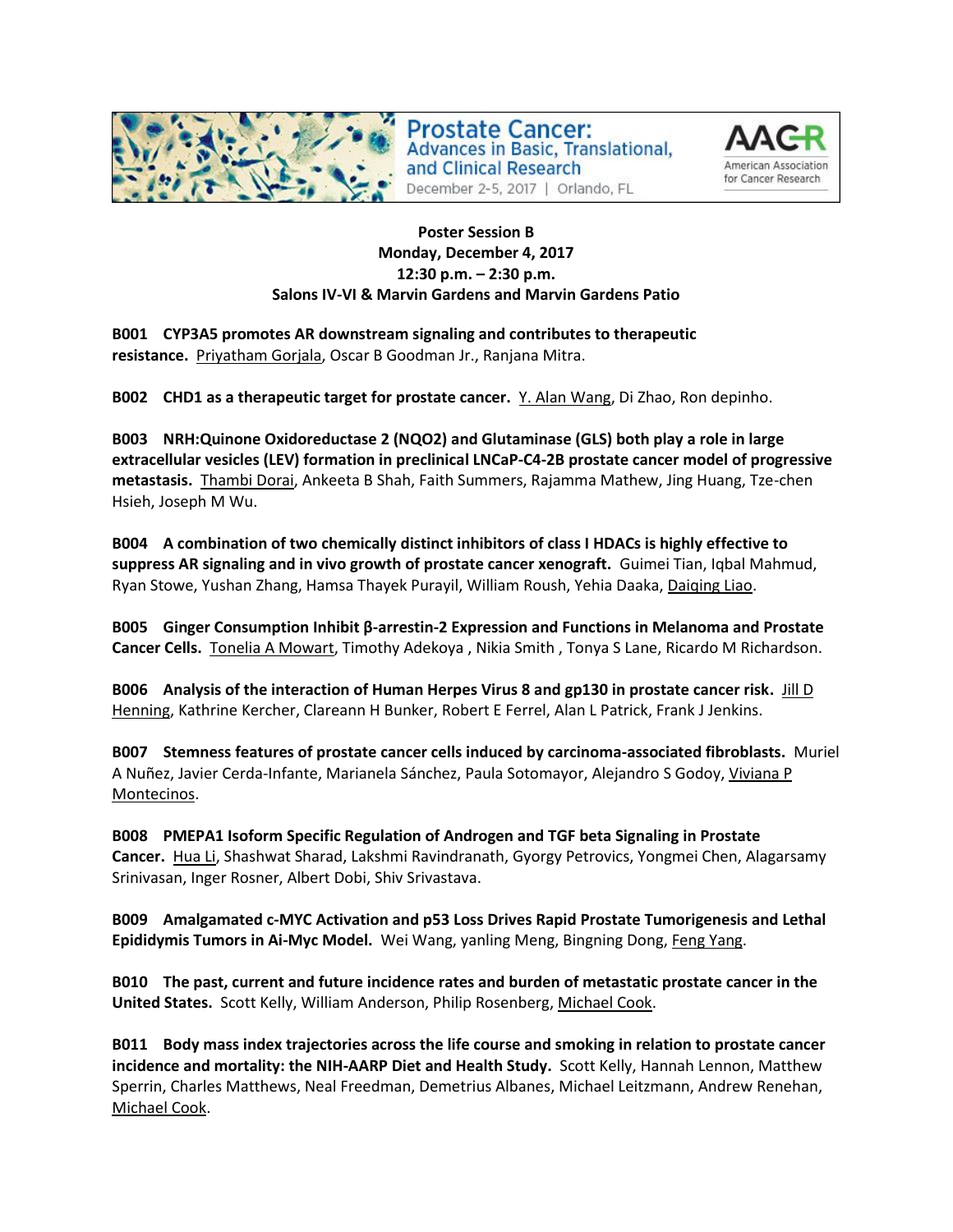**Poster Session B**
**Monday, December 4, 2017**
**12:30 p.m. – 2:30 p.m.**
**Salons IV-VI & Marvin Gardens and Marvin Gardens Patio**

**B001 CYP3A5 promotes AR downstream signaling and contributes to therapeutic resistance.** Priyatham Gorjala, Oscar B Goodman Jr., Ranjana Mitra.

**B002 CHD1 as a therapeutic target for prostate cancer.** Y. Alan Wang, Di Zhao, Ron depinho.

**B003 NRH:Quinone Oxidoreductase 2 (NQO2) and Glutaminase (GLS) both play a role in large extracellular vesicles (LEV) formation in preclinical LNCaP-C4-2B prostate cancer model of progressive metastasis.** Thambi Dorai, Ankeeta B Shah, Faith Summers, Rajamma Mathew, Jing Huang, Tze-chen Hsieh, Joseph M Wu.

**B004 A combination of two chemically distinct inhibitors of class I HDACs is highly effective to suppress AR signaling and in vivo growth of prostate cancer xenograft.** Guimei Tian, Iqbal Mahmud, Ryan Stowe, Yushan Zhang, Hamsa Thayek Purayil, William Roush, Yehia Daaka, Daiqing Liao.

**B005 Ginger Consumption Inhibit β-arrestin-2 Expression and Functions in Melanoma and Prostate Cancer Cells.** Tonelia A Mowart, Timothy Adekoya , Nikia Smith , Tonya S Lane, Ricardo M Richardson.

**B006 Analysis of the interaction of Human Herpes Virus 8 and gp130 in prostate cancer risk.** Jill D Henning, Kathrine Kercher, Clareann H Bunker, Robert E Ferrel, Alan L Patrick, Frank J Jenkins.

**B007 Stemness features of prostate cancer cells induced by carcinoma-associated fibroblasts.** Muriel A Nuñez, Javier Cerda-Infante, Marianela Sánchez, Paula Sotomayor, Alejandro S Godoy, Viviana P Montecinos.

**B008 PMEPA1 Isoform Specific Regulation of Androgen and TGF beta Signaling in Prostate Cancer.** Hua Li, Shashwat Sharad, Lakshmi Ravindranath, Gyorgy Petrovics, Yongmei Chen, Alagarsamy Srinivasan, Inger Rosner, Albert Dobi, Shiv Srivastava.

**B009 Amalgamated c-MYC Activation and p53 Loss Drives Rapid Prostate Tumorigenesis and Lethal Epididymis Tumors in Ai-Myc Model.** Wei Wang, yanling Meng, Bingning Dong, Feng Yang.

**B010 The past, current and future incidence rates and burden of metastatic prostate cancer in the United States.** Scott Kelly, William Anderson, Philip Rosenberg, Michael Cook.

**B011 Body mass index trajectories across the life course and smoking in relation to prostate cancer incidence and mortality: the NIH-AARP Diet and Health Study.** Scott Kelly, Hannah Lennon, Matthew Sperrin, Charles Matthews, Neal Freedman, Demetrius Albanes, Michael Leitzmann, Andrew Renehan, Michael Cook.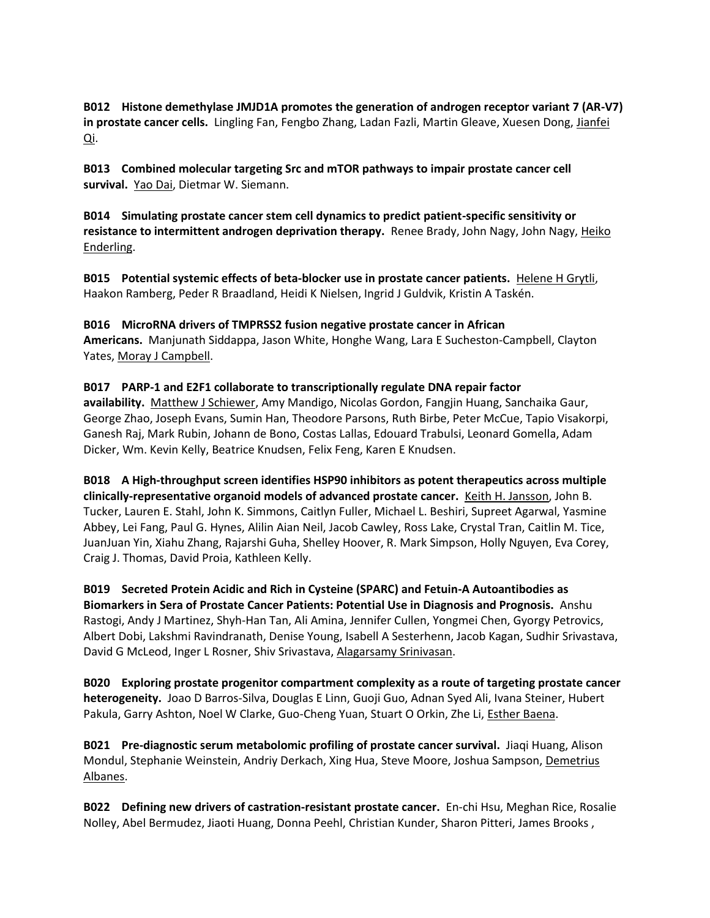**B012 Histone demethylase JMJD1A promotes the generation of androgen receptor variant 7 (AR-V7) in prostate cancer cells.** Lingling Fan, Fengbo Zhang, Ladan Fazli, Martin Gleave, Xuesen Dong, Jianfei Qi.

**B013 Combined molecular targeting Src and mTOR pathways to impair prostate cancer cell survival.** Yao Dai, Dietmar W. Siemann.

**B014 Simulating prostate cancer stem cell dynamics to predict patient-specific sensitivity or resistance to intermittent androgen deprivation therapy.** Renee Brady, John Nagy, John Nagy, Heiko Enderling.

**B015 Potential systemic effects of beta-blocker use in prostate cancer patients.** Helene H Grytli, Haakon Ramberg, Peder R Braadland, Heidi K Nielsen, Ingrid J Guldvik, Kristin A Taskén.

**B016 MicroRNA drivers of TMPRSS2 fusion negative prostate cancer in African Americans.** Manjunath Siddappa, Jason White, Honghe Wang, Lara E Sucheston-Campbell, Clayton Yates, Moray J Campbell.

**B017 PARP-1 and E2F1 collaborate to transcriptionally regulate DNA repair factor availability.** Matthew J Schiewer, Amy Mandigo, Nicolas Gordon, Fangjin Huang, Sanchaika Gaur, George Zhao, Joseph Evans, Sumin Han, Theodore Parsons, Ruth Birbe, Peter McCue, Tapio Visakorpi, Ganesh Raj, Mark Rubin, Johann de Bono, Costas Lallas, Edouard Trabulsi, Leonard Gomella, Adam Dicker, Wm. Kevin Kelly, Beatrice Knudsen, Felix Feng, Karen E Knudsen.

**B018 A High-throughput screen identifies HSP90 inhibitors as potent therapeutics across multiple clinically-representative organoid models of advanced prostate cancer.** Keith H. Jansson, John B. Tucker, Lauren E. Stahl, John K. Simmons, Caitlyn Fuller, Michael L. Beshiri, Supreet Agarwal, Yasmine Abbey, Lei Fang, Paul G. Hynes, Alilin Aian Neil, Jacob Cawley, Ross Lake, Crystal Tran, Caitlin M. Tice, JuanJuan Yin, Xiahu Zhang, Rajarshi Guha, Shelley Hoover, R. Mark Simpson, Holly Nguyen, Eva Corey, Craig J. Thomas, David Proia, Kathleen Kelly.

**B019 Secreted Protein Acidic and Rich in Cysteine (SPARC) and Fetuin-A Autoantibodies as Biomarkers in Sera of Prostate Cancer Patients: Potential Use in Diagnosis and Prognosis.** Anshu Rastogi, Andy J Martinez, Shyh-Han Tan, Ali Amina, Jennifer Cullen, Yongmei Chen, Gyorgy Petrovics, Albert Dobi, Lakshmi Ravindranath, Denise Young, Isabell A Sesterhenn, Jacob Kagan, Sudhir Srivastava, David G McLeod, Inger L Rosner, Shiv Srivastava, Alagarsamy Srinivasan.

**B020 Exploring prostate progenitor compartment complexity as a route of targeting prostate cancer heterogeneity.** Joao D Barros-Silva, Douglas E Linn, Guoji Guo, Adnan Syed Ali, Ivana Steiner, Hubert Pakula, Garry Ashton, Noel W Clarke, Guo-Cheng Yuan, Stuart O Orkin, Zhe Li, Esther Baena.

**B021 Pre-diagnostic serum metabolomic profiling of prostate cancer survival.** Jiaqi Huang, Alison Mondul, Stephanie Weinstein, Andriy Derkach, Xing Hua, Steve Moore, Joshua Sampson, Demetrius Albanes.

**B022 Defining new drivers of castration-resistant prostate cancer.** En-chi Hsu, Meghan Rice, Rosalie Nolley, Abel Bermudez, Jiaoti Huang, Donna Peehl, Christian Kunder, Sharon Pitteri, James Brooks ,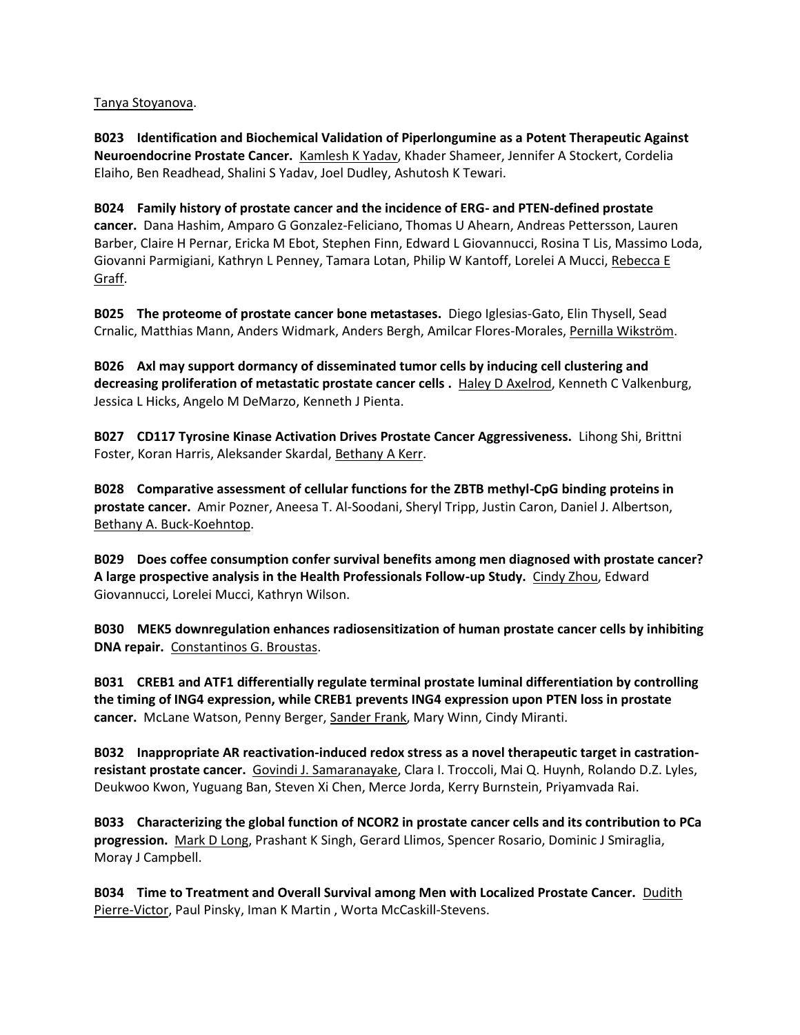Tanya Stoyanova.

**B023 Identification and Biochemical Validation of Piperlongumine as a Potent Therapeutic Against Neuroendocrine Prostate Cancer.** Kamlesh K Yadav, Khader Shameer, Jennifer A Stockert, Cordelia Elaiho, Ben Readhead, Shalini S Yadav, Joel Dudley, Ashutosh K Tewari.

**B024 Family history of prostate cancer and the incidence of ERG- and PTEN-defined prostate cancer.** Dana Hashim, Amparo G Gonzalez-Feliciano, Thomas U Ahearn, Andreas Pettersson, Lauren Barber, Claire H Pernar, Ericka M Ebot, Stephen Finn, Edward L Giovannucci, Rosina T Lis, Massimo Loda, Giovanni Parmigiani, Kathryn L Penney, Tamara Lotan, Philip W Kantoff, Lorelei A Mucci, Rebecca E Graff.

**B025 The proteome of prostate cancer bone metastases.** Diego Iglesias-Gato, Elin Thysell, Sead Crnalic, Matthias Mann, Anders Widmark, Anders Bergh, Amilcar Flores-Morales, Pernilla Wikström.

**B026 Axl may support dormancy of disseminated tumor cells by inducing cell clustering and decreasing proliferation of metastatic prostate cancer cells .** Haley D Axelrod, Kenneth C Valkenburg, Jessica L Hicks, Angelo M DeMarzo, Kenneth J Pienta.

**B027 CD117 Tyrosine Kinase Activation Drives Prostate Cancer Aggressiveness.** Lihong Shi, Brittni Foster, Koran Harris, Aleksander Skardal, Bethany A Kerr.

**B028 Comparative assessment of cellular functions for the ZBTB methyl-CpG binding proteins in prostate cancer.** Amir Pozner, Aneesa T. Al-Soodani, Sheryl Tripp, Justin Caron, Daniel J. Albertson, Bethany A. Buck-Koehntop.

**B029 Does coffee consumption confer survival benefits among men diagnosed with prostate cancer? A large prospective analysis in the Health Professionals Follow-up Study.** Cindy Zhou, Edward Giovannucci, Lorelei Mucci, Kathryn Wilson.

**B030 MEK5 downregulation enhances radiosensitization of human prostate cancer cells by inhibiting DNA repair.** Constantinos G. Broustas.

**B031 CREB1 and ATF1 differentially regulate terminal prostate luminal differentiation by controlling the timing of ING4 expression, while CREB1 prevents ING4 expression upon PTEN loss in prostate cancer.** McLane Watson, Penny Berger, Sander Frank, Mary Winn, Cindy Miranti.

**B032 Inappropriate AR reactivation-induced redox stress as a novel therapeutic target in castration-resistant prostate cancer.** Govindi J. Samaranayake, Clara I. Troccoli, Mai Q. Huynh, Rolando D.Z. Lyles, Deukwoo Kwon, Yuguang Ban, Steven Xi Chen, Merce Jorda, Kerry Burnstein, Priyamvada Rai.

**B033 Characterizing the global function of NCOR2 in prostate cancer cells and its contribution to PCa progression.** Mark D Long, Prashant K Singh, Gerard Llimos, Spencer Rosario, Dominic J Smiraglia, Moray J Campbell.

**B034 Time to Treatment and Overall Survival among Men with Localized Prostate Cancer.** Dudith Pierre-Victor, Paul Pinsky, Iman K Martin , Worta McCaskill-Stevens.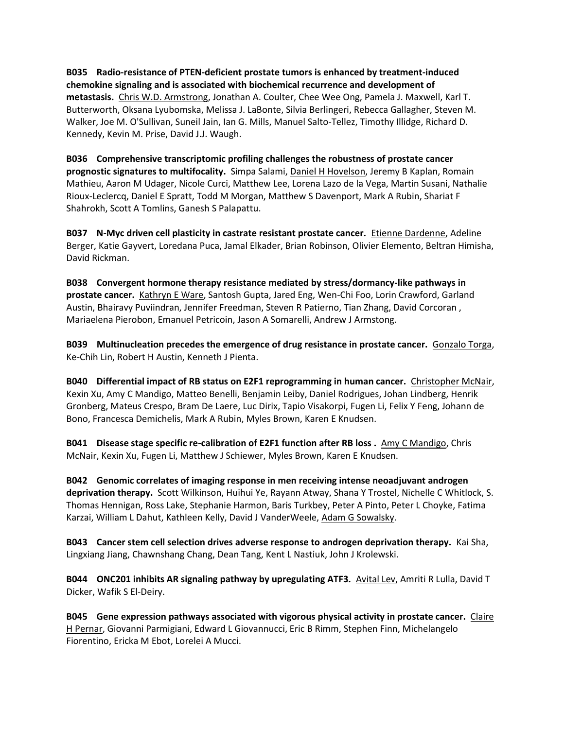**B035 Radio-resistance of PTEN-deficient prostate tumors is enhanced by treatment-induced chemokine signaling and is associated with biochemical recurrence and development of metastasis.** Chris W.D. Armstrong, Jonathan A. Coulter, Chee Wee Ong, Pamela J. Maxwell, Karl T. Butterworth, Oksana Lyubomska, Melissa J. LaBonte, Silvia Berlingeri, Rebecca Gallagher, Steven M. Walker, Joe M. O'Sullivan, Suneil Jain, Ian G. Mills, Manuel Salto-Tellez, Timothy Illidge, Richard D. Kennedy, Kevin M. Prise, David J.J. Waugh.

**B036 Comprehensive transcriptomic profiling challenges the robustness of prostate cancer prognostic signatures to multifocality.** Simpa Salami, Daniel H Hovelson, Jeremy B Kaplan, Romain Mathieu, Aaron M Udager, Nicole Curci, Matthew Lee, Lorena Lazo de la Vega, Martin Susani, Nathalie Rioux-Leclercq, Daniel E Spratt, Todd M Morgan, Matthew S Davenport, Mark A Rubin, Shariat F Shahrokh, Scott A Tomlins, Ganesh S Palapattu.

**B037 N-Myc driven cell plasticity in castrate resistant prostate cancer.** Etienne Dardenne, Adeline Berger, Katie Gayvert, Loredana Puca, Jamal Elkader, Brian Robinson, Olivier Elemento, Beltran Himisha, David Rickman.

**B038 Convergent hormone therapy resistance mediated by stress/dormancy-like pathways in prostate cancer.** Kathryn E Ware, Santosh Gupta, Jared Eng, Wen-Chi Foo, Lorin Crawford, Garland Austin, Bhairavy Puviindran, Jennifer Freedman, Steven R Patierno, Tian Zhang, David Corcoran , Mariaelena Pierobon, Emanuel Petricoin, Jason A Somarelli, Andrew J Armstong.

**B039 Multinucleation precedes the emergence of drug resistance in prostate cancer.** Gonzalo Torga, Ke-Chih Lin, Robert H Austin, Kenneth J Pienta.

**B040 Differential impact of RB status on E2F1 reprogramming in human cancer.** Christopher McNair, Kexin Xu, Amy C Mandigo, Matteo Benelli, Benjamin Leiby, Daniel Rodrigues, Johan Lindberg, Henrik Gronberg, Mateus Crespo, Bram De Laere, Luc Dirix, Tapio Visakorpi, Fugen Li, Felix Y Feng, Johann de Bono, Francesca Demichelis, Mark A Rubin, Myles Brown, Karen E Knudsen.

**B041 Disease stage specific re-calibration of E2F1 function after RB loss .** Amy C Mandigo, Chris McNair, Kexin Xu, Fugen Li, Matthew J Schiewer, Myles Brown, Karen E Knudsen.

**B042 Genomic correlates of imaging response in men receiving intense neoadjuvant androgen deprivation therapy.** Scott Wilkinson, Huihui Ye, Rayann Atway, Shana Y Trostel, Nichelle C Whitlock, S. Thomas Hennigan, Ross Lake, Stephanie Harmon, Baris Turkbey, Peter A Pinto, Peter L Choyke, Fatima Karzai, William L Dahut, Kathleen Kelly, David J VanderWeele, Adam G Sowalsky.

**B043 Cancer stem cell selection drives adverse response to androgen deprivation therapy.** Kai Sha, Lingxiang Jiang, Chawnshang Chang, Dean Tang, Kent L Nastiuk, John J Krolewski.

**B044 ONC201 inhibits AR signaling pathway by upregulating ATF3.** Avital Lev, Amriti R Lulla, David T Dicker, Wafik S El-Deiry.

**B045 Gene expression pathways associated with vigorous physical activity in prostate cancer.** Claire H Pernar, Giovanni Parmigiani, Edward L Giovannucci, Eric B Rimm, Stephen Finn, Michelangelo Fiorentino, Ericka M Ebot, Lorelei A Mucci.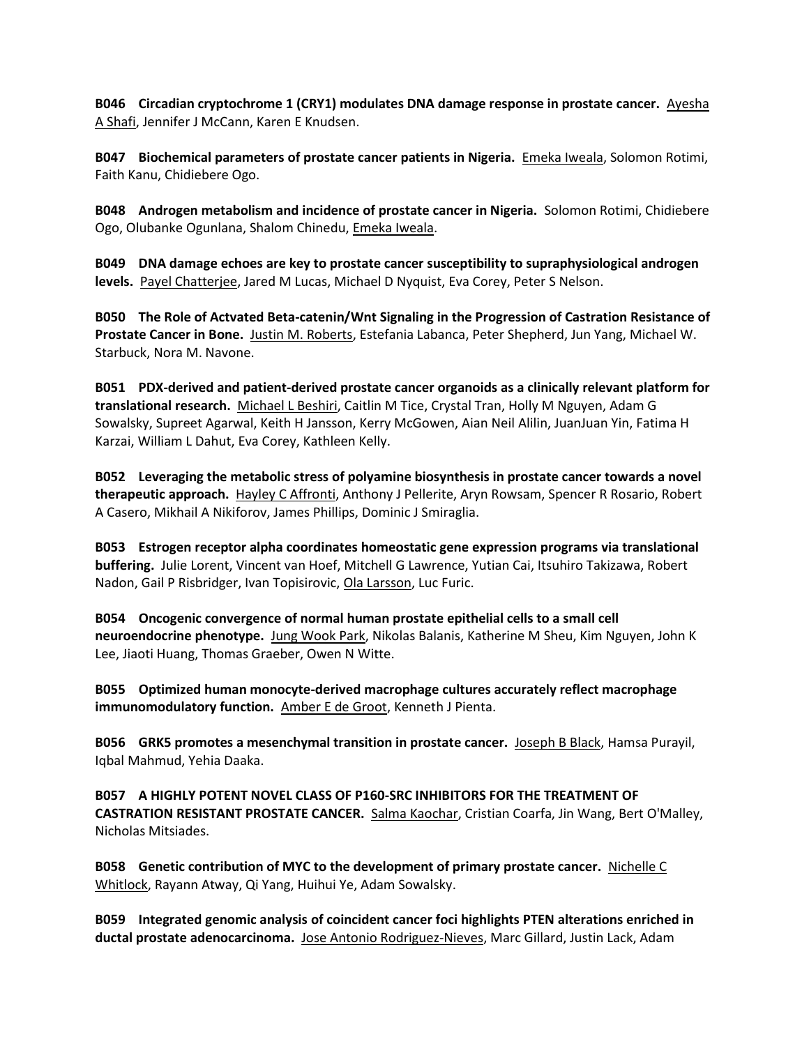**B046 Circadian cryptochrome 1 (CRY1) modulates DNA damage response in prostate cancer.** Ayesha A Shafi, Jennifer J McCann, Karen E Knudsen.

**B047 Biochemical parameters of prostate cancer patients in Nigeria.** Emeka Iweala, Solomon Rotimi, Faith Kanu, Chidiebere Ogo.

**B048 Androgen metabolism and incidence of prostate cancer in Nigeria.** Solomon Rotimi, Chidiebere Ogo, Olubanke Ogunlana, Shalom Chinedu, Emeka Iweala.

**B049 DNA damage echoes are key to prostate cancer susceptibility to supraphysiological androgen levels.** Payel Chatterjee, Jared M Lucas, Michael D Nyquist, Eva Corey, Peter S Nelson.

**B050 The Role of Actvated Beta-catenin/Wnt Signaling in the Progression of Castration Resistance of Prostate Cancer in Bone.** Justin M. Roberts, Estefania Labanca, Peter Shepherd, Jun Yang, Michael W. Starbuck, Nora M. Navone.

**B051 PDX-derived and patient-derived prostate cancer organoids as a clinically relevant platform for translational research.** Michael L Beshiri, Caitlin M Tice, Crystal Tran, Holly M Nguyen, Adam G Sowalsky, Supreet Agarwal, Keith H Jansson, Kerry McGowen, Aian Neil Alilin, JuanJuan Yin, Fatima H Karzai, William L Dahut, Eva Corey, Kathleen Kelly.

**B052 Leveraging the metabolic stress of polyamine biosynthesis in prostate cancer towards a novel therapeutic approach.** Hayley C Affronti, Anthony J Pellerite, Aryn Rowsam, Spencer R Rosario, Robert A Casero, Mikhail A Nikiforov, James Phillips, Dominic J Smiraglia.

**B053 Estrogen receptor alpha coordinates homeostatic gene expression programs via translational buffering.** Julie Lorent, Vincent van Hoef, Mitchell G Lawrence, Yutian Cai, Itsuhiro Takizawa, Robert Nadon, Gail P Risbridger, Ivan Topisirovic, Ola Larsson, Luc Furic.

**B054 Oncogenic convergence of normal human prostate epithelial cells to a small cell neuroendocrine phenotype.** Jung Wook Park, Nikolas Balanis, Katherine M Sheu, Kim Nguyen, John K Lee, Jiaoti Huang, Thomas Graeber, Owen N Witte.

**B055 Optimized human monocyte-derived macrophage cultures accurately reflect macrophage immunomodulatory function.** Amber E de Groot, Kenneth J Pienta.

**B056 GRK5 promotes a mesenchymal transition in prostate cancer.** Joseph B Black, Hamsa Purayil, Iqbal Mahmud, Yehia Daaka.

**B057 A HIGHLY POTENT NOVEL CLASS OF P160-SRC INHIBITORS FOR THE TREATMENT OF CASTRATION RESISTANT PROSTATE CANCER.** Salma Kaochar, Cristian Coarfa, Jin Wang, Bert O'Malley, Nicholas Mitsiades.

**B058 Genetic contribution of MYC to the development of primary prostate cancer.** Nichelle C Whitlock, Rayann Atway, Qi Yang, Huihui Ye, Adam Sowalsky.

**B059 Integrated genomic analysis of coincident cancer foci highlights PTEN alterations enriched in ductal prostate adenocarcinoma.** Jose Antonio Rodriguez-Nieves, Marc Gillard, Justin Lack, Adam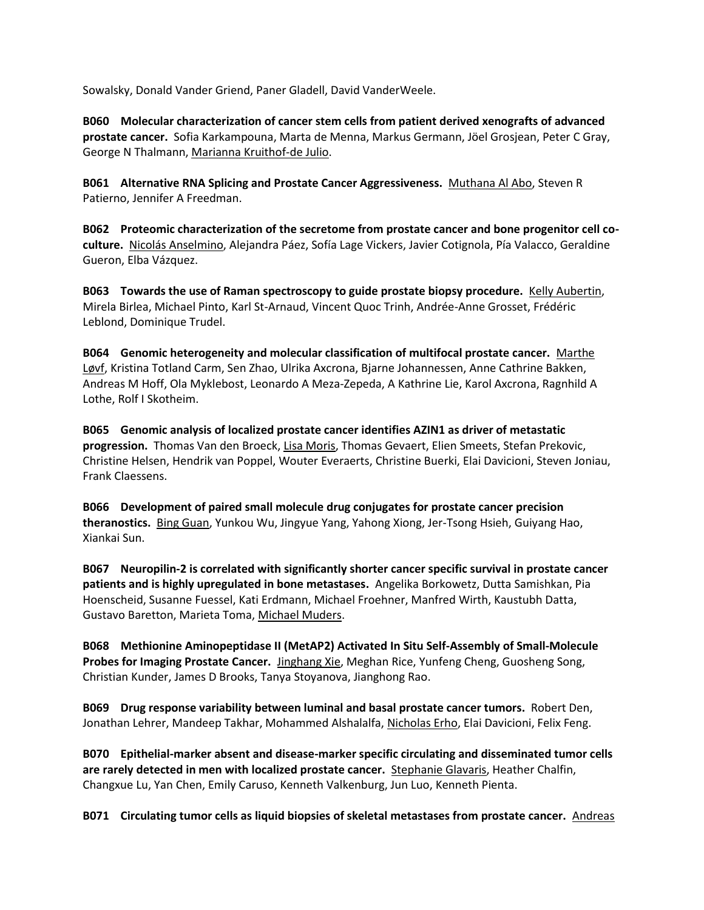Sowalsky, Donald Vander Griend, Paner Gladell, David VanderWeele.

**B060 Molecular characterization of cancer stem cells from patient derived xenografts of advanced prostate cancer.** Sofia Karkampouna, Marta de Menna, Markus Germann, Jöel Grosjean, Peter C Gray, George N Thalmann, Marianna Kruithof-de Julio.

**B061 Alternative RNA Splicing and Prostate Cancer Aggressiveness.** Muthana Al Abo, Steven R Patierno, Jennifer A Freedman.

**B062 Proteomic characterization of the secretome from prostate cancer and bone progenitor cell co-culture.** Nicolás Anselmino, Alejandra Páez, Sofía Lage Vickers, Javier Cotignola, Pía Valacco, Geraldine Gueron, Elba Vázquez.

**B063 Towards the use of Raman spectroscopy to guide prostate biopsy procedure.** Kelly Aubertin, Mirela Birlea, Michael Pinto, Karl St-Arnaud, Vincent Quoc Trinh, Andrée-Anne Grosset, Frédéric Leblond, Dominique Trudel.

**B064 Genomic heterogeneity and molecular classification of multifocal prostate cancer.** Marthe Løvf, Kristina Totland Carm, Sen Zhao, Ulrika Axcrona, Bjarne Johannessen, Anne Cathrine Bakken, Andreas M Hoff, Ola Myklebost, Leonardo A Meza-Zepeda, A Kathrine Lie, Karol Axcrona, Ragnhild A Lothe, Rolf I Skotheim.

**B065 Genomic analysis of localized prostate cancer identifies AZIN1 as driver of metastatic progression.** Thomas Van den Broeck, Lisa Moris, Thomas Gevaert, Elien Smeets, Stefan Prekovic, Christine Helsen, Hendrik van Poppel, Wouter Everaerts, Christine Buerki, Elai Davicioni, Steven Joniau, Frank Claessens.

**B066 Development of paired small molecule drug conjugates for prostate cancer precision theranostics.** Bing Guan, Yunkou Wu, Jingyue Yang, Yahong Xiong, Jer-Tsong Hsieh, Guiyang Hao, Xiankai Sun.

**B067 Neuropilin-2 is correlated with significantly shorter cancer specific survival in prostate cancer patients and is highly upregulated in bone metastases.** Angelika Borkowetz, Dutta Samishkan, Pia Hoenscheid, Susanne Fuessel, Kati Erdmann, Michael Froehner, Manfred Wirth, Kaustubh Datta, Gustavo Baretton, Marieta Toma, Michael Muders.

**B068 Methionine Aminopeptidase II (MetAP2) Activated In Situ Self-Assembly of Small-Molecule Probes for Imaging Prostate Cancer.** Jinghang Xie, Meghan Rice, Yunfeng Cheng, Guosheng Song, Christian Kunder, James D Brooks, Tanya Stoyanova, Jianghong Rao.

**B069 Drug response variability between luminal and basal prostate cancer tumors.** Robert Den, Jonathan Lehrer, Mandeep Takhar, Mohammed Alshalalfa, Nicholas Erho, Elai Davicioni, Felix Feng.

**B070 Epithelial-marker absent and disease-marker specific circulating and disseminated tumor cells are rarely detected in men with localized prostate cancer.** Stephanie Glavaris, Heather Chalfin, Changxue Lu, Yan Chen, Emily Caruso, Kenneth Valkenburg, Jun Luo, Kenneth Pienta.

**B071 Circulating tumor cells as liquid biopsies of skeletal metastases from prostate cancer.** Andreas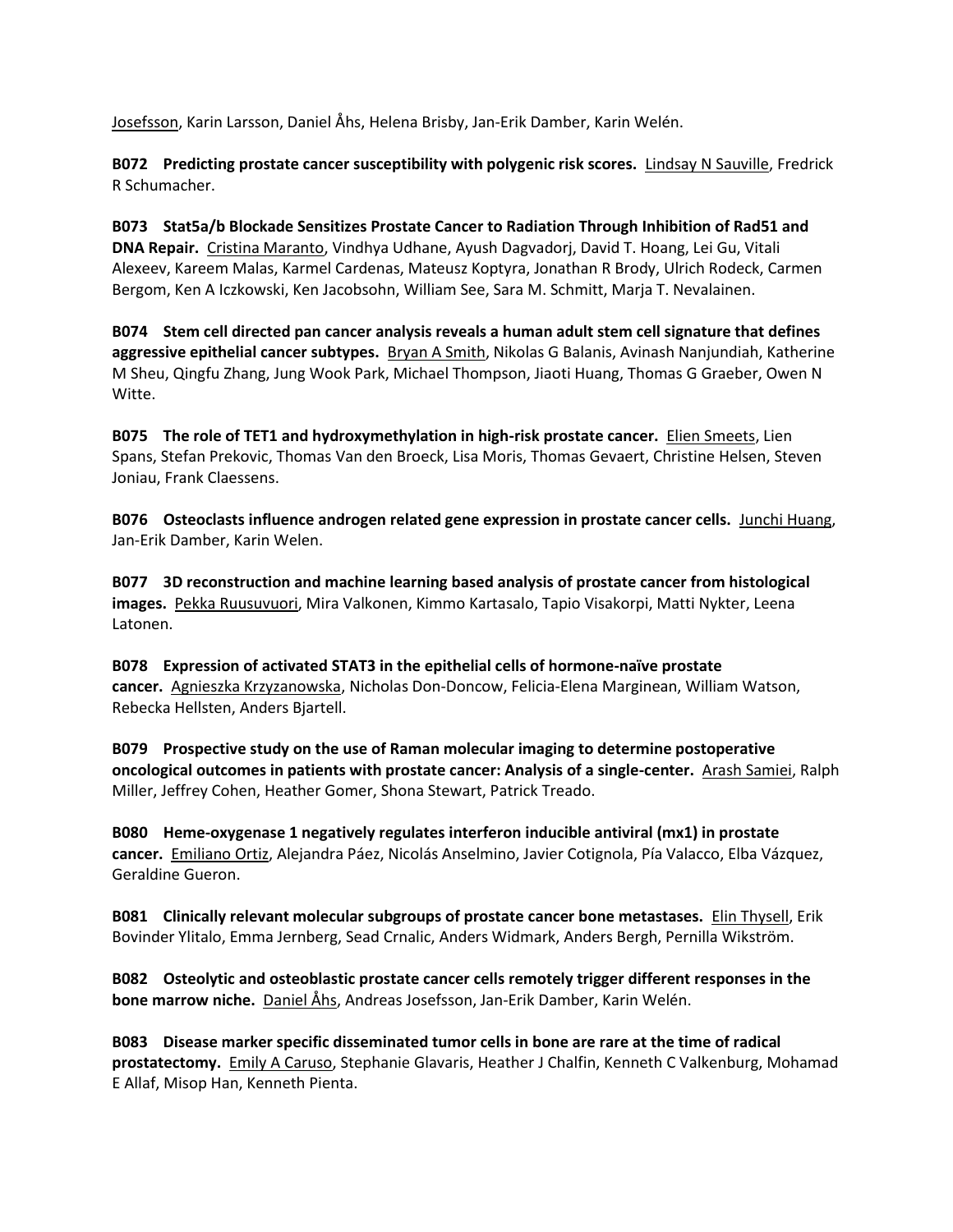Josefsson, Karin Larsson, Daniel Åhs, Helena Brisby, Jan-Erik Damber, Karin Welén.

**B072 Predicting prostate cancer susceptibility with polygenic risk scores.** Lindsay N Sauville, Fredrick R Schumacher.

**B073 Stat5a/b Blockade Sensitizes Prostate Cancer to Radiation Through Inhibition of Rad51 and DNA Repair.** Cristina Maranto, Vindhya Udhane, Ayush Dagvadorj, David T. Hoang, Lei Gu, Vitali Alexeev, Kareem Malas, Karmel Cardenas, Mateusz Koptyra, Jonathan R Brody, Ulrich Rodeck, Carmen Bergom, Ken A Iczkowski, Ken Jacobsohn, William See, Sara M. Schmitt, Marja T. Nevalainen.

**B074 Stem cell directed pan cancer analysis reveals a human adult stem cell signature that defines aggressive epithelial cancer subtypes.** Bryan A Smith, Nikolas G Balanis, Avinash Nanjundiah, Katherine M Sheu, Qingfu Zhang, Jung Wook Park, Michael Thompson, Jiaoti Huang, Thomas G Graeber, Owen N Witte.

**B075 The role of TET1 and hydroxymethylation in high-risk prostate cancer.** Elien Smeets, Lien Spans, Stefan Prekovic, Thomas Van den Broeck, Lisa Moris, Thomas Gevaert, Christine Helsen, Steven Joniau, Frank Claessens.

**B076 Osteoclasts influence androgen related gene expression in prostate cancer cells.** Junchi Huang, Jan-Erik Damber, Karin Welen.

**B077 3D reconstruction and machine learning based analysis of prostate cancer from histological images.** Pekka Ruusuvuori, Mira Valkonen, Kimmo Kartasalo, Tapio Visakorpi, Matti Nykter, Leena Latonen.

**B078 Expression of activated STAT3 in the epithelial cells of hormone-naïve prostate cancer.** Agnieszka Krzyzanowska, Nicholas Don-Doncow, Felicia-Elena Marginean, William Watson, Rebecka Hellsten, Anders Bjartell.

**B079 Prospective study on the use of Raman molecular imaging to determine postoperative oncological outcomes in patients with prostate cancer: Analysis of a single-center.** Arash Samiei, Ralph Miller, Jeffrey Cohen, Heather Gomer, Shona Stewart, Patrick Treado.

**B080 Heme-oxygenase 1 negatively regulates interferon inducible antiviral (mx1) in prostate cancer.** Emiliano Ortiz, Alejandra Páez, Nicolás Anselmino, Javier Cotignola, Pía Valacco, Elba Vázquez, Geraldine Gueron.

**B081 Clinically relevant molecular subgroups of prostate cancer bone metastases.** Elin Thysell, Erik Bovinder Ylitalo, Emma Jernberg, Sead Crnalic, Anders Widmark, Anders Bergh, Pernilla Wikström.

**B082 Osteolytic and osteoblastic prostate cancer cells remotely trigger different responses in the bone marrow niche.** Daniel Åhs, Andreas Josefsson, Jan-Erik Damber, Karin Welén.

**B083 Disease marker specific disseminated tumor cells in bone are rare at the time of radical prostatectomy.** Emily A Caruso, Stephanie Glavaris, Heather J Chalfin, Kenneth C Valkenburg, Mohamad E Allaf, Misop Han, Kenneth Pienta.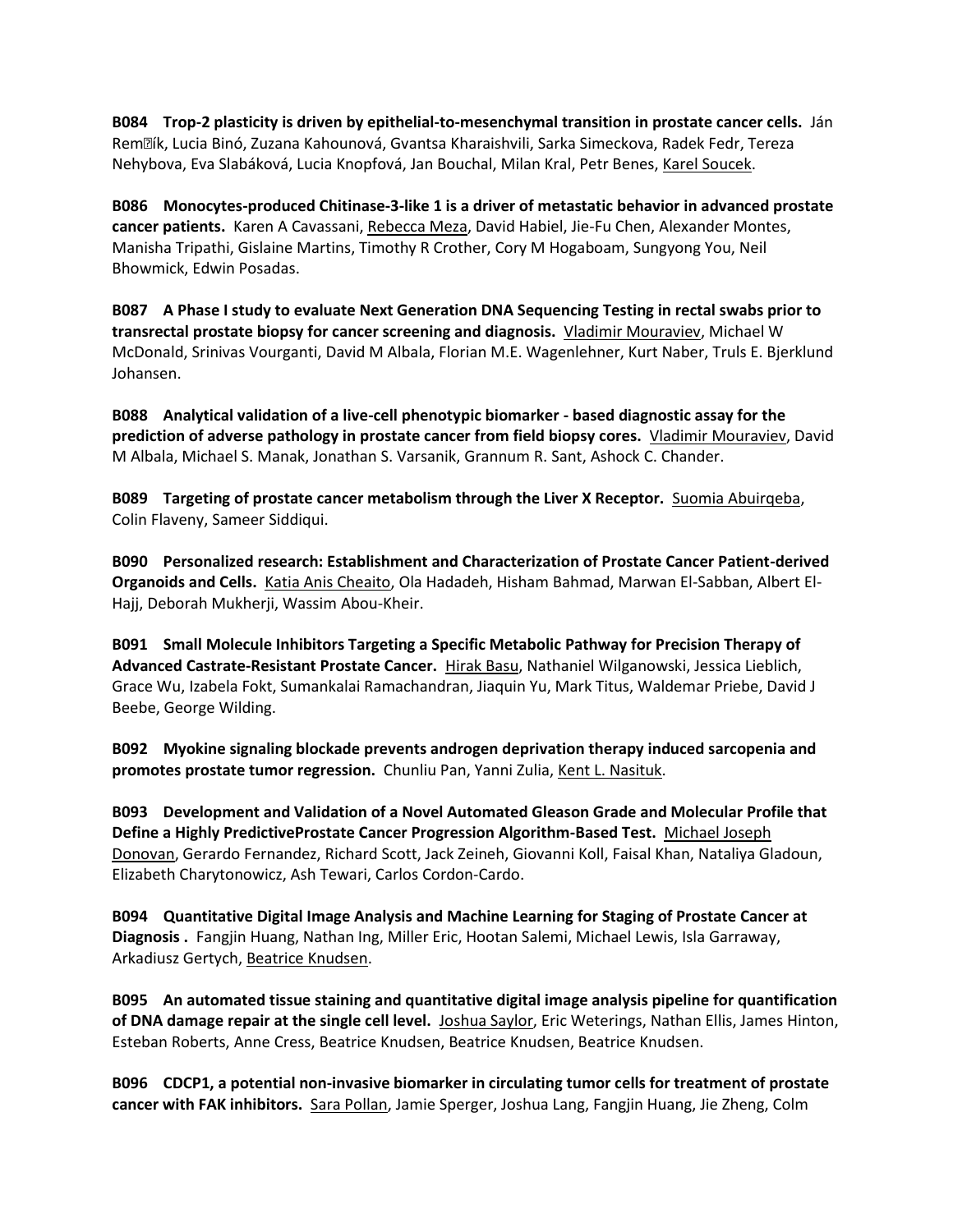**B084 Trop-2 plasticity is driven by epithelial-to-mesenchymal transition in prostate cancer cells.** Ján Rem�ík, Lucia Binó, Zuzana Kahounová, Gvantsa Kharaishvili, Sarka Simeckova, Radek Fedr, Tereza Nehybova, Eva Slabáková, Lucia Knopfová, Jan Bouchal, Milan Kral, Petr Benes, Karel Soucek.

**B086 Monocytes-produced Chitinase-3-like 1 is a driver of metastatic behavior in advanced prostate cancer patients.** Karen A Cavassani, Rebecca Meza, David Habiel, Jie-Fu Chen, Alexander Montes, Manisha Tripathi, Gislaine Martins, Timothy R Crother, Cory M Hogaboam, Sungyong You, Neil Bhowmick, Edwin Posadas.

**B087 A Phase I study to evaluate Next Generation DNA Sequencing Testing in rectal swabs prior to transrectal prostate biopsy for cancer screening and diagnosis.** Vladimir Mouraviev, Michael W McDonald, Srinivas Vourganti, David M Albala, Florian M.E. Wagenlehner, Kurt Naber, Truls E. Bjerklund Johansen.

**B088 Analytical validation of a live-cell phenotypic biomarker - based diagnostic assay for the prediction of adverse pathology in prostate cancer from field biopsy cores.** Vladimir Mouraviev, David M Albala, Michael S. Manak, Jonathan S. Varsanik, Grannum R. Sant, Ashock C. Chander.

**B089 Targeting of prostate cancer metabolism through the Liver X Receptor.** Suomia Abuirqeba, Colin Flaveny, Sameer Siddiqui.

**B090 Personalized research: Establishment and Characterization of Prostate Cancer Patient-derived Organoids and Cells.** Katia Anis Cheaito, Ola Hadadeh, Hisham Bahmad, Marwan El-Sabban, Albert El-Hajj, Deborah Mukherji, Wassim Abou-Kheir.

**B091 Small Molecule Inhibitors Targeting a Specific Metabolic Pathway for Precision Therapy of Advanced Castrate-Resistant Prostate Cancer.** Hirak Basu, Nathaniel Wilganowski, Jessica Lieblich, Grace Wu, Izabela Fokt, Sumankalai Ramachandran, Jiaquin Yu, Mark Titus, Waldemar Priebe, David J Beebe, George Wilding.

**B092 Myokine signaling blockade prevents androgen deprivation therapy induced sarcopenia and promotes prostate tumor regression.** Chunliu Pan, Yanni Zulia, Kent L. Nasituk.

**B093 Development and Validation of a Novel Automated Gleason Grade and Molecular Profile that Define a Highly PredictiveProstate Cancer Progression Algorithm-Based Test.** Michael Joseph Donovan, Gerardo Fernandez, Richard Scott, Jack Zeineh, Giovanni Koll, Faisal Khan, Nataliya Gladoun, Elizabeth Charytonowicz, Ash Tewari, Carlos Cordon-Cardo.

**B094 Quantitative Digital Image Analysis and Machine Learning for Staging of Prostate Cancer at Diagnosis .** Fangjin Huang, Nathan Ing, Miller Eric, Hootan Salemi, Michael Lewis, Isla Garraway, Arkadiusz Gertych, Beatrice Knudsen.

**B095 An automated tissue staining and quantitative digital image analysis pipeline for quantification of DNA damage repair at the single cell level.** Joshua Saylor, Eric Weterings, Nathan Ellis, James Hinton, Esteban Roberts, Anne Cress, Beatrice Knudsen, Beatrice Knudsen, Beatrice Knudsen.

**B096 CDCP1, a potential non-invasive biomarker in circulating tumor cells for treatment of prostate cancer with FAK inhibitors.** Sara Pollan, Jamie Sperger, Joshua Lang, Fangjin Huang, Jie Zheng, Colm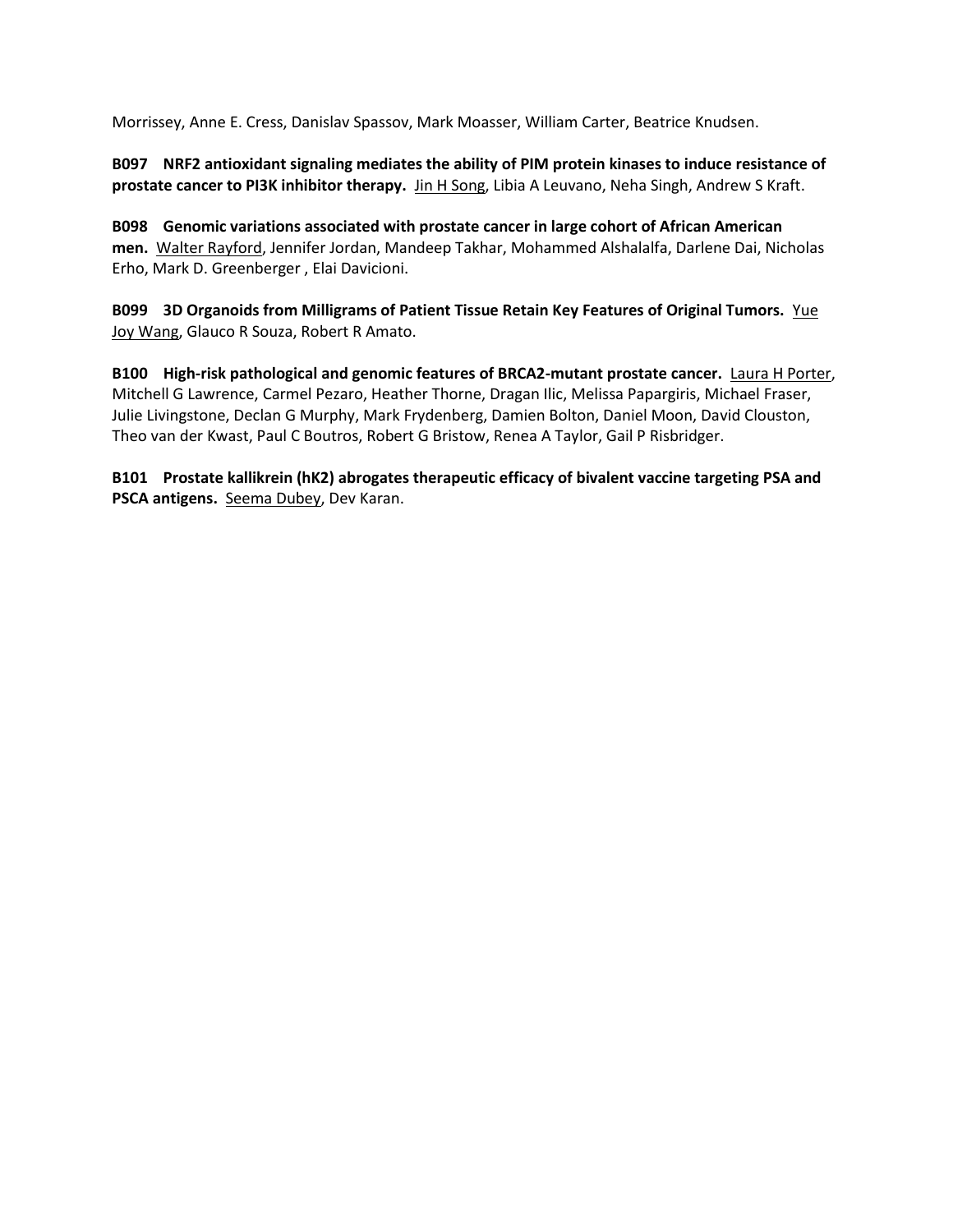Morrissey, Anne E. Cress, Danislav Spassov, Mark Moasser, William Carter, Beatrice Knudsen.

**B097 NRF2 antioxidant signaling mediates the ability of PIM protein kinases to induce resistance of prostate cancer to PI3K inhibitor therapy.** Jin H Song, Libia A Leuvano, Neha Singh, Andrew S Kraft.

**B098 Genomic variations associated with prostate cancer in large cohort of African American men.** Walter Rayford, Jennifer Jordan, Mandeep Takhar, Mohammed Alshalalfa, Darlene Dai, Nicholas Erho, Mark D. Greenberger , Elai Davicioni.

**B099 3D Organoids from Milligrams of Patient Tissue Retain Key Features of Original Tumors.** Yue Joy Wang, Glauco R Souza, Robert R Amato.

**B100 High-risk pathological and genomic features of BRCA2-mutant prostate cancer.** Laura H Porter, Mitchell G Lawrence, Carmel Pezaro, Heather Thorne, Dragan Ilic, Melissa Papargiris, Michael Fraser, Julie Livingstone, Declan G Murphy, Mark Frydenberg, Damien Bolton, Daniel Moon, David Clouston, Theo van der Kwast, Paul C Boutros, Robert G Bristow, Renea A Taylor, Gail P Risbridger.

**B101 Prostate kallikrein (hK2) abrogates therapeutic efficacy of bivalent vaccine targeting PSA and PSCA antigens.** Seema Dubey, Dev Karan.